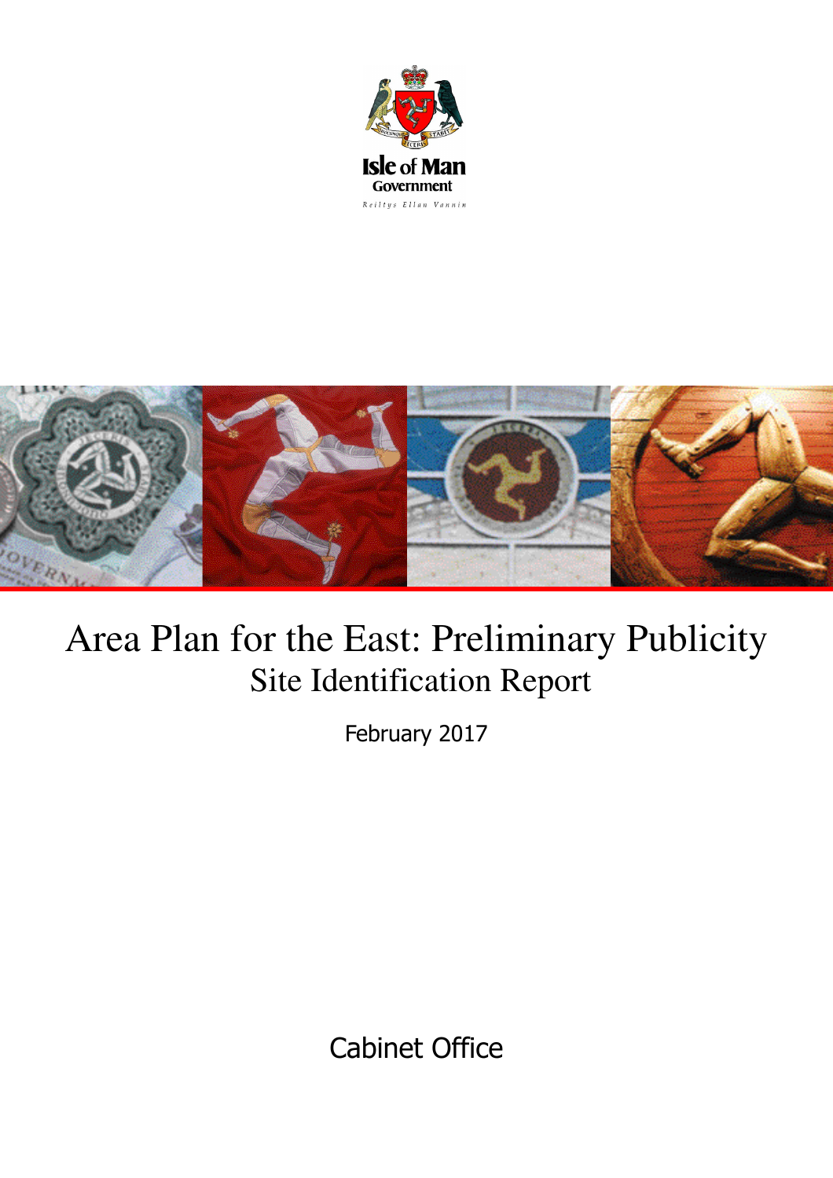Isle of Man Government

Reiltys Ellan Vannin

# Area Plan for the East: Preliminary Publicity

## Site Identification Report

February 2017

Cabinet Office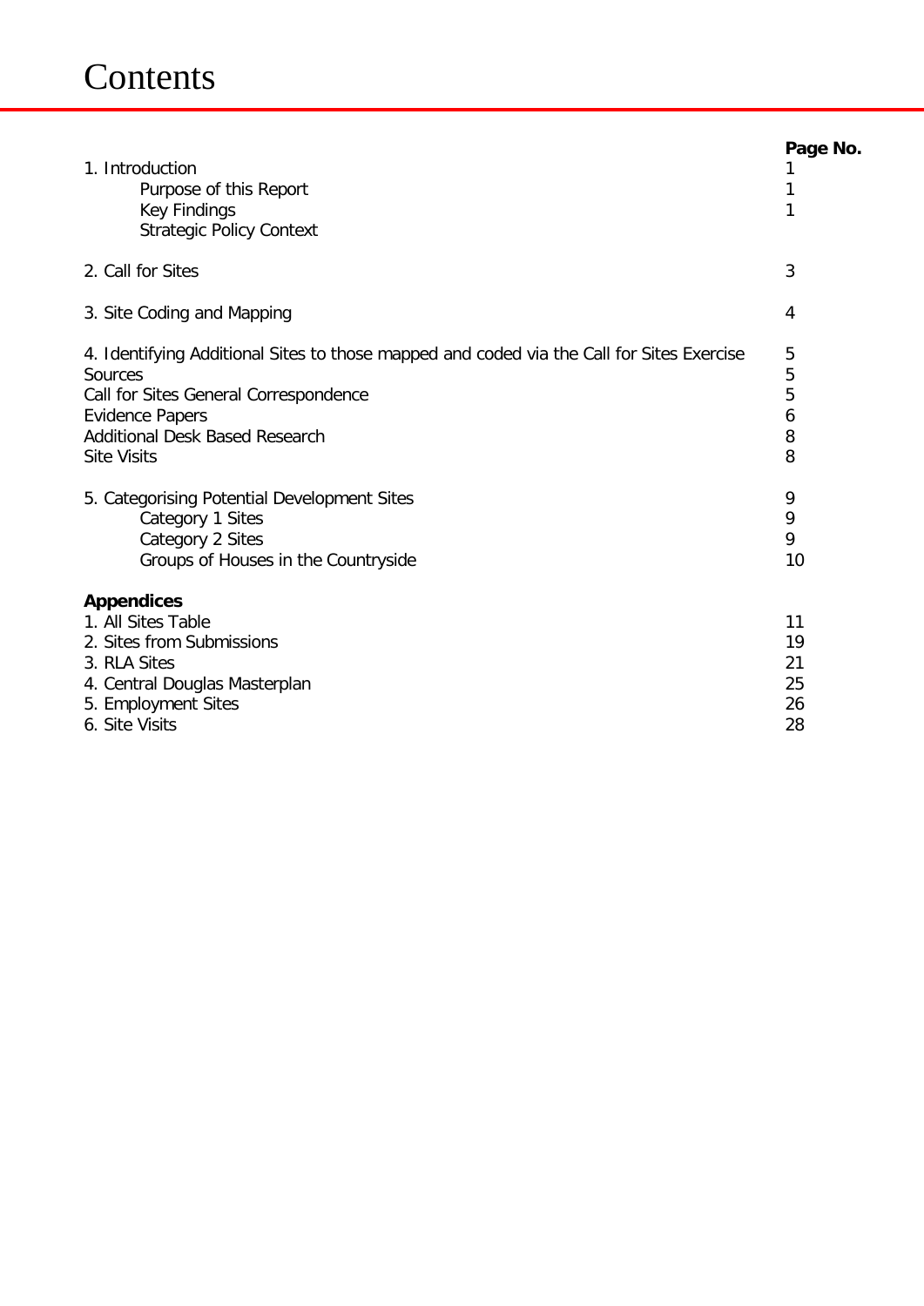# Contents

| | Page No. |
|---|---|
| 1. Introduction | 1 |
| Purpose of this Report | 1 |
| Key Findings | 1 |
| Strategic Policy Context | |
| 2. Call for Sites | 3 |
| 3. Site Coding and Mapping | 4 |
| 4. Identifying Additional Sites to those mapped and coded via the Call for Sites Exercise | 5 |
| Sources | 5 |
| Call for Sites General Correspondence | 5 |
| Evidence Papers | 6 |
| Additional Desk Based Research | 8 |
| Site Visits | 8 |
| 5. Categorising Potential Development Sites | 9 |
| Category 1 Sites | 9 |
| Category 2 Sites | 9 |
| Groups of Houses in the Countryside | 10 |
| **Appendices** | |
| 1. All Sites Table | 11 |
| 2. Sites from Submissions | 19 |
| 3. RLA Sites | 21 |
| 4. Central Douglas Masterplan | 25 |
| 5. Employment Sites | 26 |
| 6. Site Visits | 28 |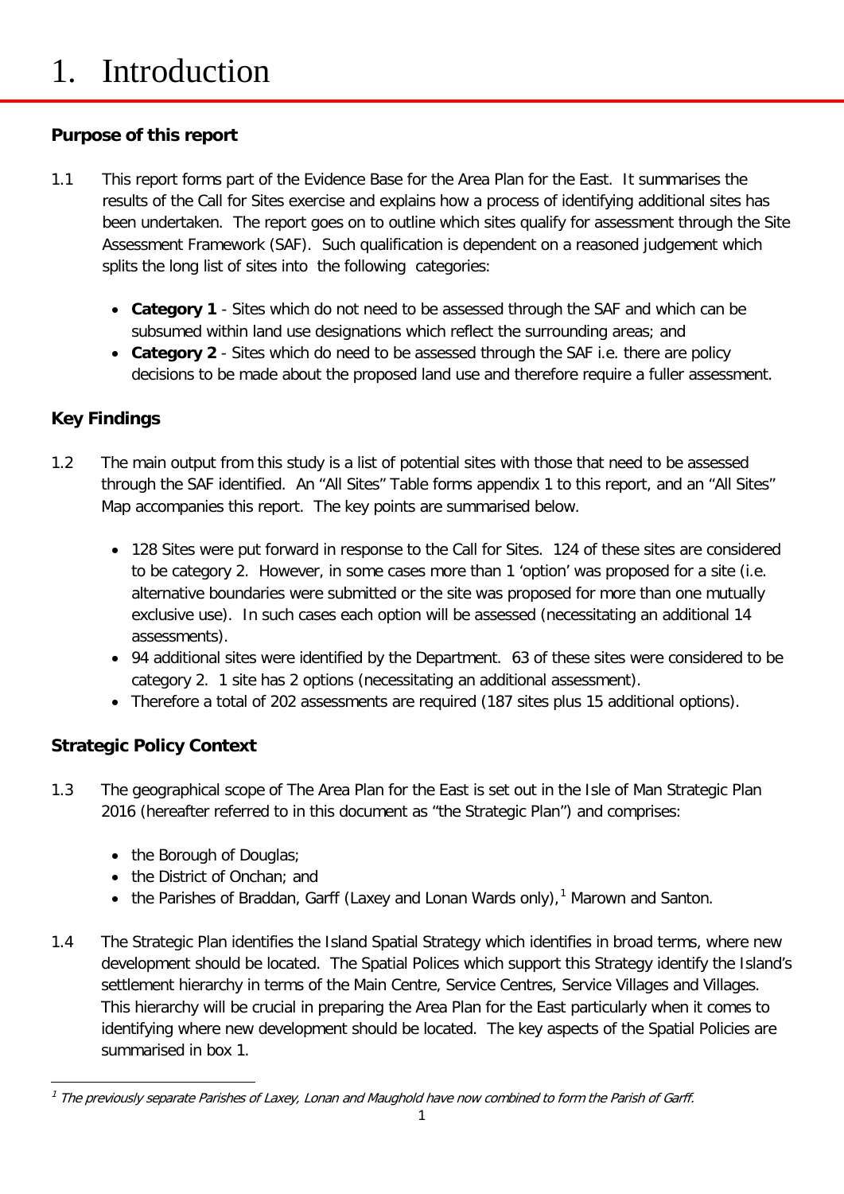# 1. Introduction

## Purpose of this report

1.1 This report forms part of the Evidence Base for the Area Plan for the East. It summarises the results of the Call for Sites exercise and explains how a process of identifying additional sites has been undertaken. The report goes on to outline which sites qualify for assessment through the Site Assessment Framework (SAF). Such qualification is dependent on a reasoned judgement which splits the long list of sites into the following categories:

- **Category 1** - Sites which do not need to be assessed through the SAF and which can be subsumed within land use designations which reflect the surrounding areas; and
- **Category 2** - Sites which do need to be assessed through the SAF i.e. there are policy decisions to be made about the proposed land use and therefore require a fuller assessment.

## Key Findings

1.2 The main output from this study is a list of potential sites with those that need to be assessed through the SAF identified. An "All Sites" Table forms appendix 1 to this report, and an "All Sites" Map accompanies this report. The key points are summarised below.

- 128 Sites were put forward in response to the Call for Sites. 124 of these sites are considered to be category 2. However, in some cases more than 1 'option' was proposed for a site (i.e. alternative boundaries were submitted or the site was proposed for more than one mutually exclusive use). In such cases each option will be assessed (necessitating an additional 14 assessments).
- 94 additional sites were identified by the Department. 63 of these sites were considered to be category 2. 1 site has 2 options (necessitating an additional assessment).
- Therefore a total of 202 assessments are required (187 sites plus 15 additional options).

## Strategic Policy Context

1.3 The geographical scope of The Area Plan for the East is set out in the Isle of Man Strategic Plan 2016 (hereafter referred to in this document as "the Strategic Plan") and comprises:

- the Borough of Douglas;
- the District of Onchan; and
- the Parishes of Braddan, Garff (Laxey and Lonan Wards only),[1] Marown and Santon.

1.4 The Strategic Plan identifies the Island Spatial Strategy which identifies in broad terms, where new development should be located. The Spatial Polices which support this Strategy identify the Island's settlement hierarchy in terms of the Main Centre, Service Centres, Service Villages and Villages. This hierarchy will be crucial in preparing the Area Plan for the East particularly when it comes to identifying where new development should be located. The key aspects of the Spatial Policies are summarised in box 1.

---

[1] *The previously separate Parishes of Laxey, Lonan and Maughold have now combined to form the Parish of Garff.*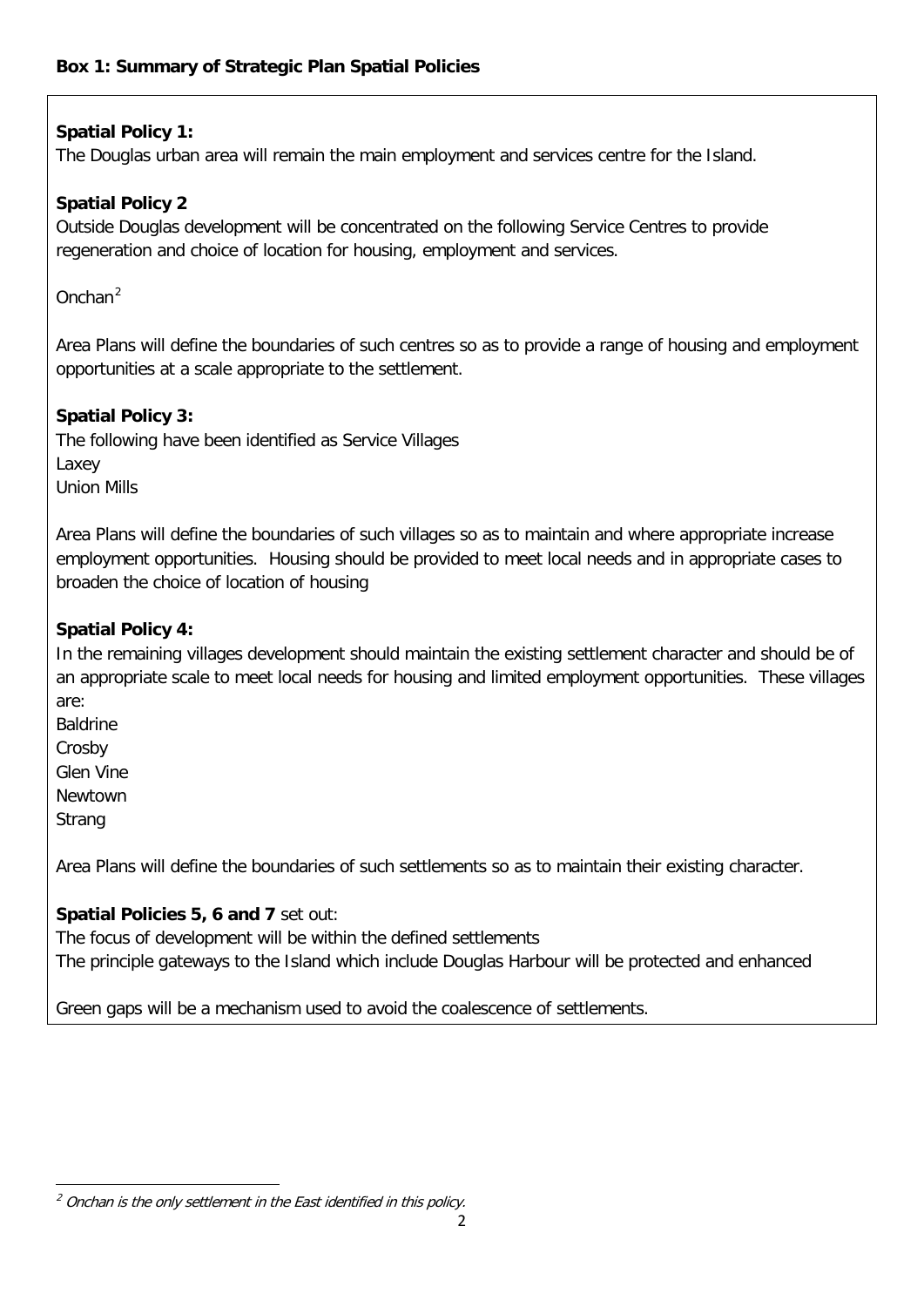### Box 1: Summary of Strategic Plan Spatial Policies

**Spatial Policy 1:**
The Douglas urban area will remain the main employment and services centre for the Island.

**Spatial Policy 2**
Outside Douglas development will be concentrated on the following Service Centres to provide regeneration and choice of location for housing, employment and services.

Onchan[2]

Area Plans will define the boundaries of such centres so as to provide a range of housing and employment opportunities at a scale appropriate to the settlement.

**Spatial Policy 3:**
The following have been identified as Service Villages
Laxey
Union Mills

Area Plans will define the boundaries of such villages so as to maintain and where appropriate increase employment opportunities. Housing should be provided to meet local needs and in appropriate cases to broaden the choice of location of housing

**Spatial Policy 4:**
In the remaining villages development should maintain the existing settlement character and should be of an appropriate scale to meet local needs for housing and limited employment opportunities. These villages are:
Baldrine
Crosby
Glen Vine
Newtown
Strang

Area Plans will define the boundaries of such settlements so as to maintain their existing character.

**Spatial Policies 5, 6 and 7** set out:
The focus of development will be within the defined settlements
The principle gateways to the Island which include Douglas Harbour will be protected and enhanced

Green gaps will be a mechanism used to avoid the coalescence of settlements.

---

[2] *Onchan is the only settlement in the East identified in this policy.*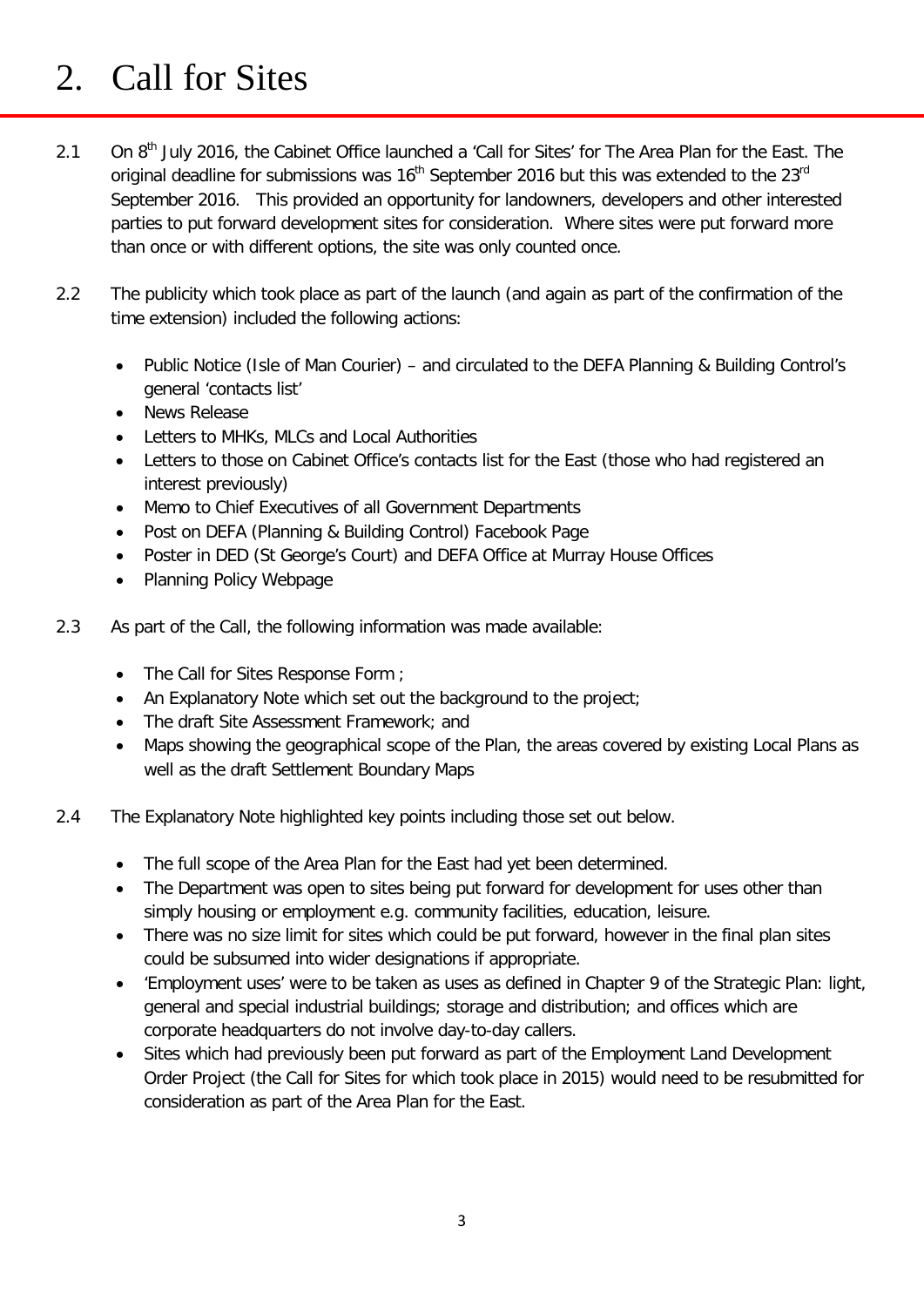# 2. Call for Sites

2.1 On 8th July 2016, the Cabinet Office launched a 'Call for Sites' for The Area Plan for the East. The original deadline for submissions was 16th September 2016 but this was extended to the 23rd September 2016. This provided an opportunity for landowners, developers and other interested parties to put forward development sites for consideration. Where sites were put forward more than once or with different options, the site was only counted once.

2.2 The publicity which took place as part of the launch (and again as part of the confirmation of the time extension) included the following actions:

- Public Notice (Isle of Man Courier) – and circulated to the DEFA Planning & Building Control's general 'contacts list'
- News Release
- Letters to MHKs, MLCs and Local Authorities
- Letters to those on Cabinet Office's contacts list for the East (those who had registered an interest previously)
- Memo to Chief Executives of all Government Departments
- Post on DEFA (Planning & Building Control) Facebook Page
- Poster in DED (St George's Court) and DEFA Office at Murray House Offices
- Planning Policy Webpage

2.3 As part of the Call, the following information was made available:

- The Call for Sites Response Form ;
- An Explanatory Note which set out the background to the project;
- The draft Site Assessment Framework; and
- Maps showing the geographical scope of the Plan, the areas covered by existing Local Plans as well as the draft Settlement Boundary Maps

2.4 The Explanatory Note highlighted key points including those set out below.

- The full scope of the Area Plan for the East had yet been determined.
- The Department was open to sites being put forward for development for uses other than simply housing or employment e.g. community facilities, education, leisure.
- There was no size limit for sites which could be put forward, however in the final plan sites could be subsumed into wider designations if appropriate.
- 'Employment uses' were to be taken as uses as defined in Chapter 9 of the Strategic Plan: light, general and special industrial buildings; storage and distribution; and offices which are corporate headquarters do not involve day-to-day callers.
- Sites which had previously been put forward as part of the Employment Land Development Order Project (the Call for Sites for which took place in 2015) would need to be resubmitted for consideration as part of the Area Plan for the East.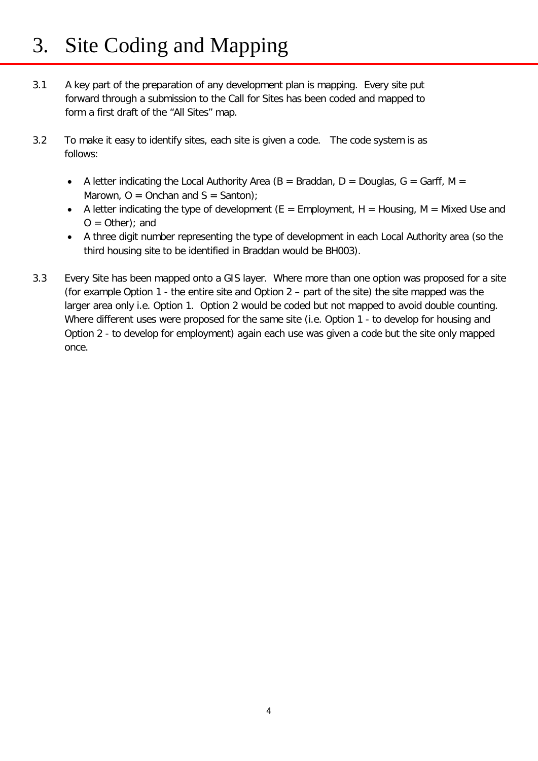# 3. Site Coding and Mapping

3.1 A key part of the preparation of any development plan is mapping. Every site put forward through a submission to the Call for Sites has been coded and mapped to form a first draft of the "All Sites" map.

3.2 To make it easy to identify sites, each site is given a code. The code system is as follows:

- A letter indicating the Local Authority Area (B = Braddan, D = Douglas, G = Garff, M = Marown, O = Onchan and S = Santon);
- A letter indicating the type of development (E = Employment, H = Housing, M = Mixed Use and O = Other); and
- A three digit number representing the type of development in each Local Authority area (so the third housing site to be identified in Braddan would be BH003).

3.3 Every Site has been mapped onto a GIS layer. Where more than one option was proposed for a site (for example Option 1 - the entire site and Option 2 – part of the site) the site mapped was the larger area only i.e. Option 1. Option 2 would be coded but not mapped to avoid double counting. Where different uses were proposed for the same site (i.e. Option 1 - to develop for housing and Option 2 - to develop for employment) again each use was given a code but the site only mapped once.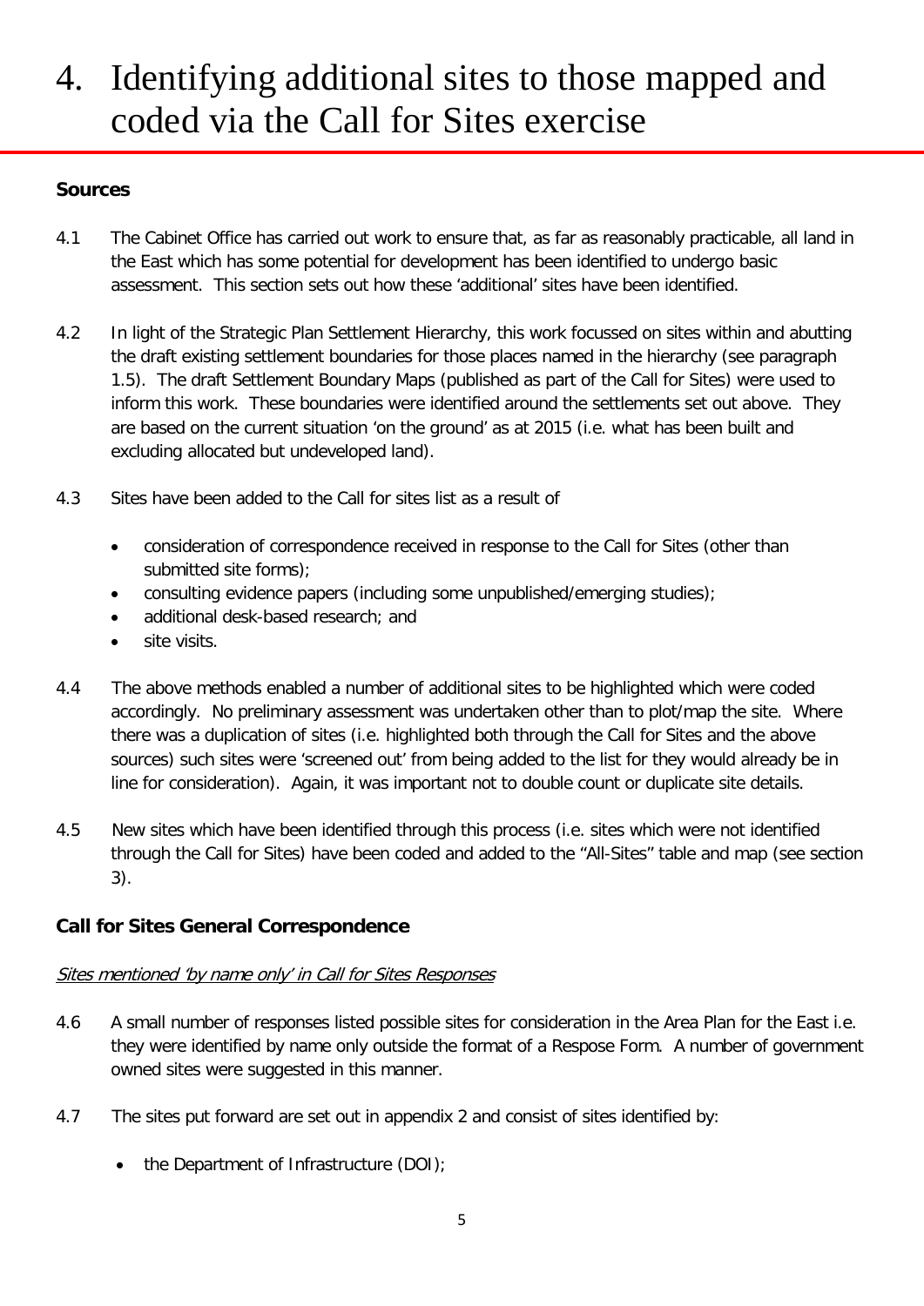# 4. Identifying additional sites to those mapped and coded via the Call for Sites exercise

**Sources**

4.1 The Cabinet Office has carried out work to ensure that, as far as reasonably practicable, all land in the East which has some potential for development has been identified to undergo basic assessment. This section sets out how these 'additional' sites have been identified.

4.2 In light of the Strategic Plan Settlement Hierarchy, this work focussed on sites within and abutting the draft existing settlement boundaries for those places named in the hierarchy (see paragraph 1.5). The draft Settlement Boundary Maps (published as part of the Call for Sites) were used to inform this work. These boundaries were identified around the settlements set out above. They are based on the current situation 'on the ground' as at 2015 (i.e. what has been built and excluding allocated but undeveloped land).

4.3 Sites have been added to the Call for sites list as a result of

- consideration of correspondence received in response to the Call for Sites (other than submitted site forms);
- consulting evidence papers (including some unpublished/emerging studies);
- additional desk-based research; and
- site visits.

4.4 The above methods enabled a number of additional sites to be highlighted which were coded accordingly. No preliminary assessment was undertaken other than to plot/map the site. Where there was a duplication of sites (i.e. highlighted both through the Call for Sites and the above sources) such sites were 'screened out' from being added to the list for they would already be in line for consideration). Again, it was important not to double count or duplicate site details.

4.5 New sites which have been identified through this process (i.e. sites which were not identified through the Call for Sites) have been coded and added to the "All-Sites" table and map (see section 3).

## Call for Sites General Correspondence

*Sites mentioned 'by name only' in Call for Sites Responses*

4.6 A small number of responses listed possible sites for consideration in the Area Plan for the East i.e. they were identified by name only outside the format of a Respose Form. A number of government owned sites were suggested in this manner.

4.7 The sites put forward are set out in appendix 2 and consist of sites identified by:

- the Department of Infrastructure (DOI);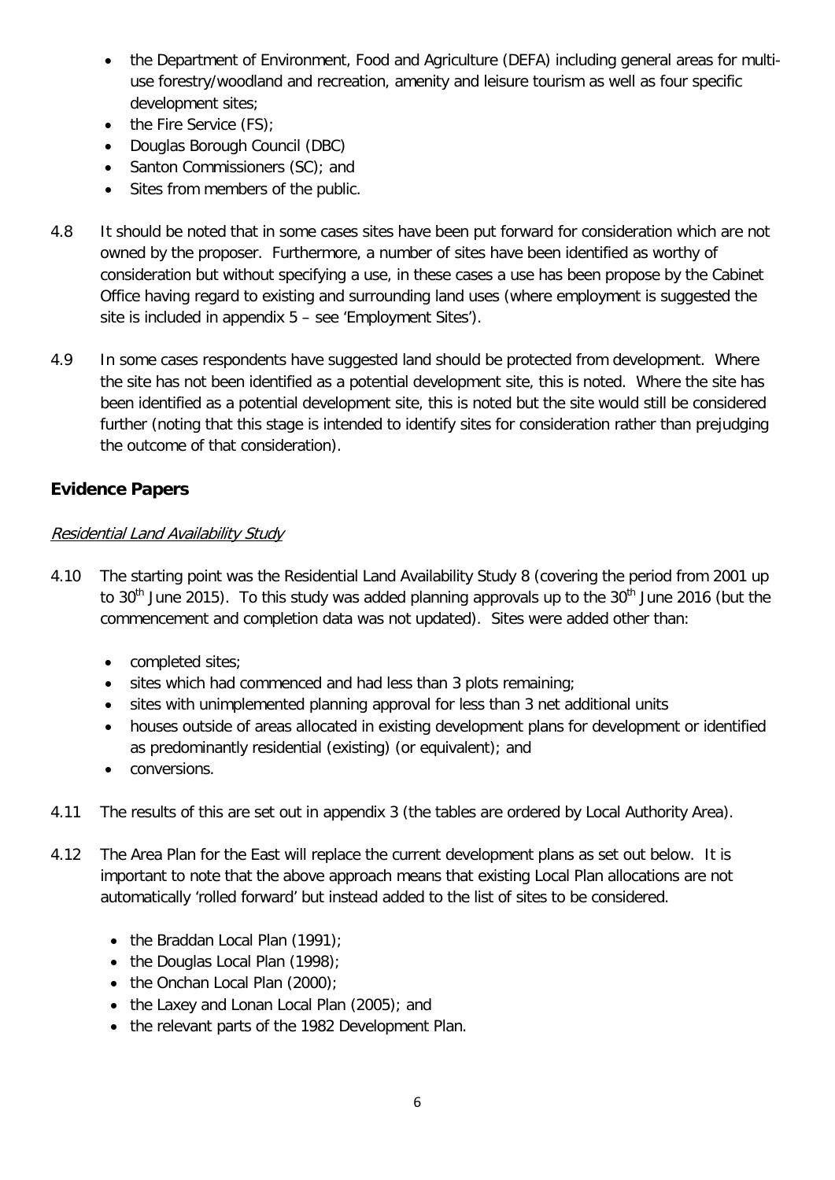- the Department of Environment, Food and Agriculture (DEFA) including general areas for multi-use forestry/woodland and recreation, amenity and leisure tourism as well as four specific development sites;
- the Fire Service (FS);
- Douglas Borough Council (DBC)
- Santon Commissioners (SC); and
- Sites from members of the public.

4.8 It should be noted that in some cases sites have been put forward for consideration which are not owned by the proposer. Furthermore, a number of sites have been identified as worthy of consideration but without specifying a use, in these cases a use has been propose by the Cabinet Office having regard to existing and surrounding land uses (where employment is suggested the site is included in appendix 5 – see 'Employment Sites').

4.9 In some cases respondents have suggested land should be protected from development. Where the site has not been identified as a potential development site, this is noted. Where the site has been identified as a potential development site, this is noted but the site would still be considered further (noting that this stage is intended to identify sites for consideration rather than prejudging the outcome of that consideration).

## Evidence Papers

*Residential Land Availability Study*

4.10 The starting point was the Residential Land Availability Study 8 (covering the period from 2001 up to 30th June 2015). To this study was added planning approvals up to the 30th June 2016 (but the commencement and completion data was not updated). Sites were added other than:

- completed sites;
- sites which had commenced and had less than 3 plots remaining;
- sites with unimplemented planning approval for less than 3 net additional units
- houses outside of areas allocated in existing development plans for development or identified as predominantly residential (existing) (or equivalent); and
- conversions.

4.11 The results of this are set out in appendix 3 (the tables are ordered by Local Authority Area).

4.12 The Area Plan for the East will replace the current development plans as set out below. It is important to note that the above approach means that existing Local Plan allocations are not automatically 'rolled forward' but instead added to the list of sites to be considered.

- the Braddan Local Plan (1991);
- the Douglas Local Plan (1998);
- the Onchan Local Plan (2000);
- the Laxey and Lonan Local Plan (2005); and
- the relevant parts of the 1982 Development Plan.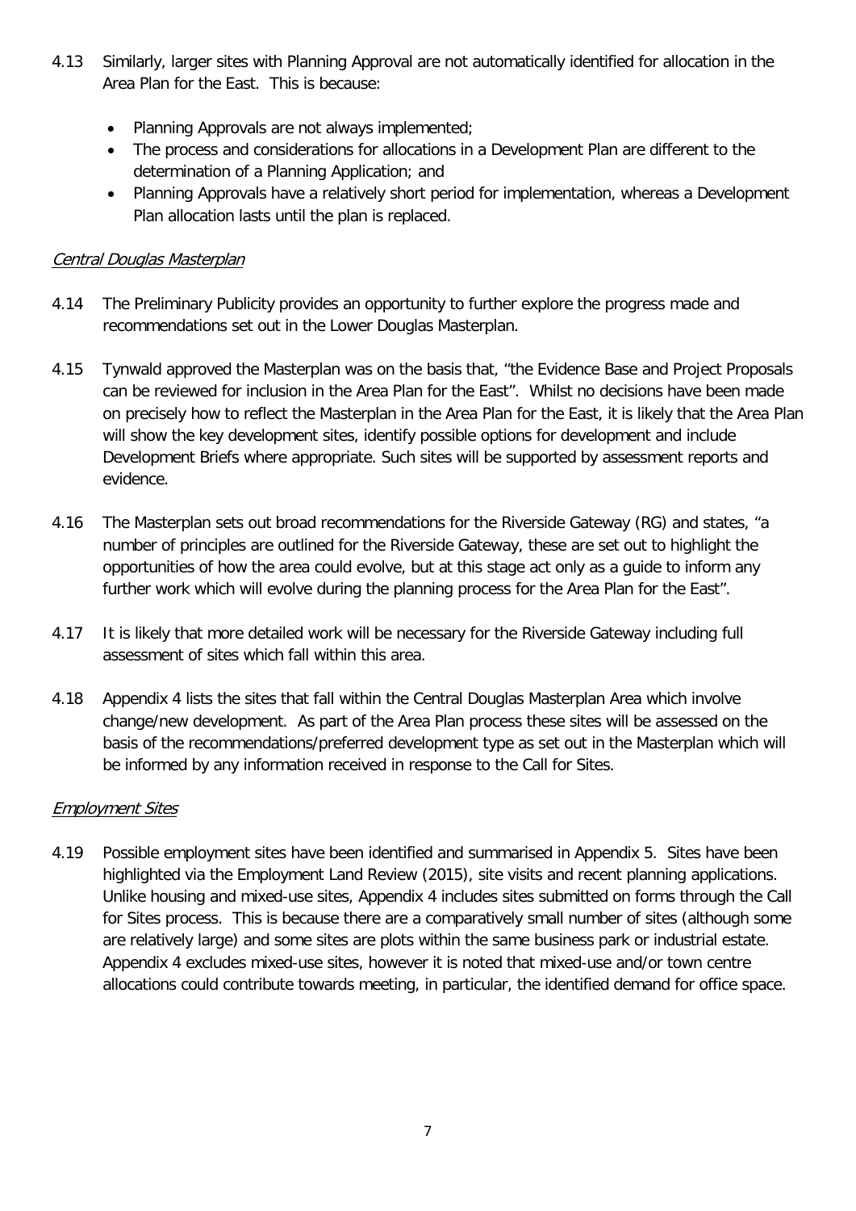4.13 Similarly, larger sites with Planning Approval are not automatically identified for allocation in the Area Plan for the East. This is because:

- Planning Approvals are not always implemented;
- The process and considerations for allocations in a Development Plan are different to the determination of a Planning Application; and
- Planning Approvals have a relatively short period for implementation, whereas a Development Plan allocation lasts until the plan is replaced.

*Central Douglas Masterplan*

4.14 The Preliminary Publicity provides an opportunity to further explore the progress made and recommendations set out in the Lower Douglas Masterplan.

4.15 Tynwald approved the Masterplan was on the basis that, "the Evidence Base and Project Proposals can be reviewed for inclusion in the Area Plan for the East". Whilst no decisions have been made on precisely how to reflect the Masterplan in the Area Plan for the East, it is likely that the Area Plan will show the key development sites, identify possible options for development and include Development Briefs where appropriate. Such sites will be supported by assessment reports and evidence.

4.16 The Masterplan sets out broad recommendations for the Riverside Gateway (RG) and states, "a number of principles are outlined for the Riverside Gateway, these are set out to highlight the opportunities of how the area could evolve, but at this stage act only as a guide to inform any further work which will evolve during the planning process for the Area Plan for the East".

4.17 It is likely that more detailed work will be necessary for the Riverside Gateway including full assessment of sites which fall within this area.

4.18 Appendix 4 lists the sites that fall within the Central Douglas Masterplan Area which involve change/new development. As part of the Area Plan process these sites will be assessed on the basis of the recommendations/preferred development type as set out in the Masterplan which will be informed by any information received in response to the Call for Sites.

*Employment Sites*

4.19 Possible employment sites have been identified and summarised in Appendix 5. Sites have been highlighted via the Employment Land Review (2015), site visits and recent planning applications. Unlike housing and mixed-use sites, Appendix 4 includes sites submitted on forms through the Call for Sites process. This is because there are a comparatively small number of sites (although some are relatively large) and some sites are plots within the same business park or industrial estate. Appendix 4 excludes mixed-use sites, however it is noted that mixed-use and/or town centre allocations could contribute towards meeting, in particular, the identified demand for office space.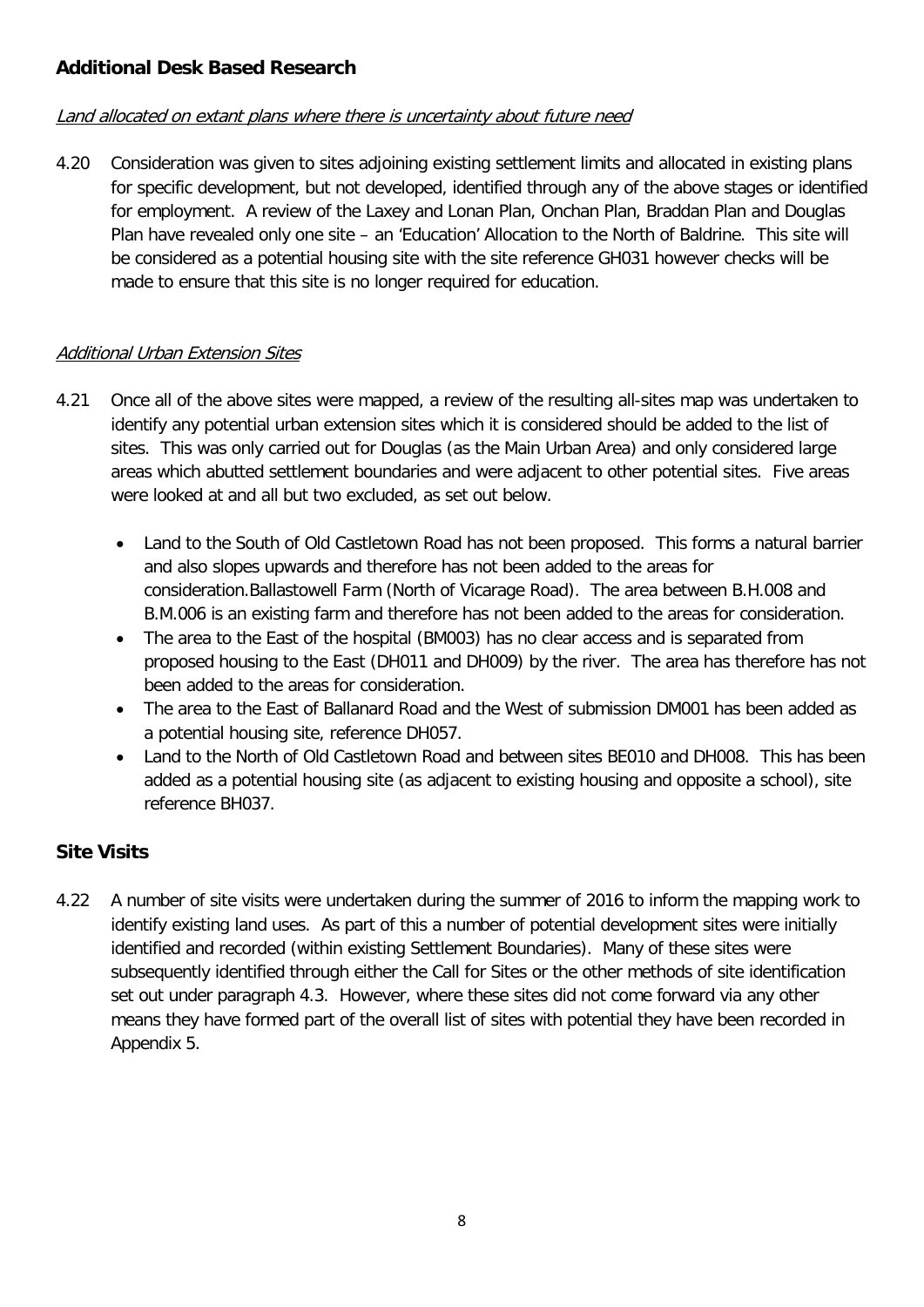## Additional Desk Based Research

*Land allocated on extant plans where there is uncertainty about future need*

4.20 Consideration was given to sites adjoining existing settlement limits and allocated in existing plans for specific development, but not developed, identified through any of the above stages or identified for employment. A review of the Laxey and Lonan Plan, Onchan Plan, Braddan Plan and Douglas Plan have revealed only one site – an 'Education' Allocation to the North of Baldrine. This site will be considered as a potential housing site with the site reference GH031 however checks will be made to ensure that this site is no longer required for education.

*Additional Urban Extension Sites*

4.21 Once all of the above sites were mapped, a review of the resulting all-sites map was undertaken to identify any potential urban extension sites which it is considered should be added to the list of sites. This was only carried out for Douglas (as the Main Urban Area) and only considered large areas which abutted settlement boundaries and were adjacent to other potential sites. Five areas were looked at and all but two excluded, as set out below.

- Land to the South of Old Castletown Road has not been proposed. This forms a natural barrier and also slopes upwards and therefore has not been added to the areas for consideration.Ballastowell Farm (North of Vicarage Road). The area between B.H.008 and B.M.006 is an existing farm and therefore has not been added to the areas for consideration.
- The area to the East of the hospital (BM003) has no clear access and is separated from proposed housing to the East (DH011 and DH009) by the river. The area has therefore has not been added to the areas for consideration.
- The area to the East of Ballanard Road and the West of submission DM001 has been added as a potential housing site, reference DH057.
- Land to the North of Old Castletown Road and between sites BE010 and DH008. This has been added as a potential housing site (as adjacent to existing housing and opposite a school), site reference BH037.

## Site Visits

4.22 A number of site visits were undertaken during the summer of 2016 to inform the mapping work to identify existing land uses. As part of this a number of potential development sites were initially identified and recorded (within existing Settlement Boundaries). Many of these sites were subsequently identified through either the Call for Sites or the other methods of site identification set out under paragraph 4.3. However, where these sites did not come forward via any other means they have formed part of the overall list of sites with potential they have been recorded in Appendix 5.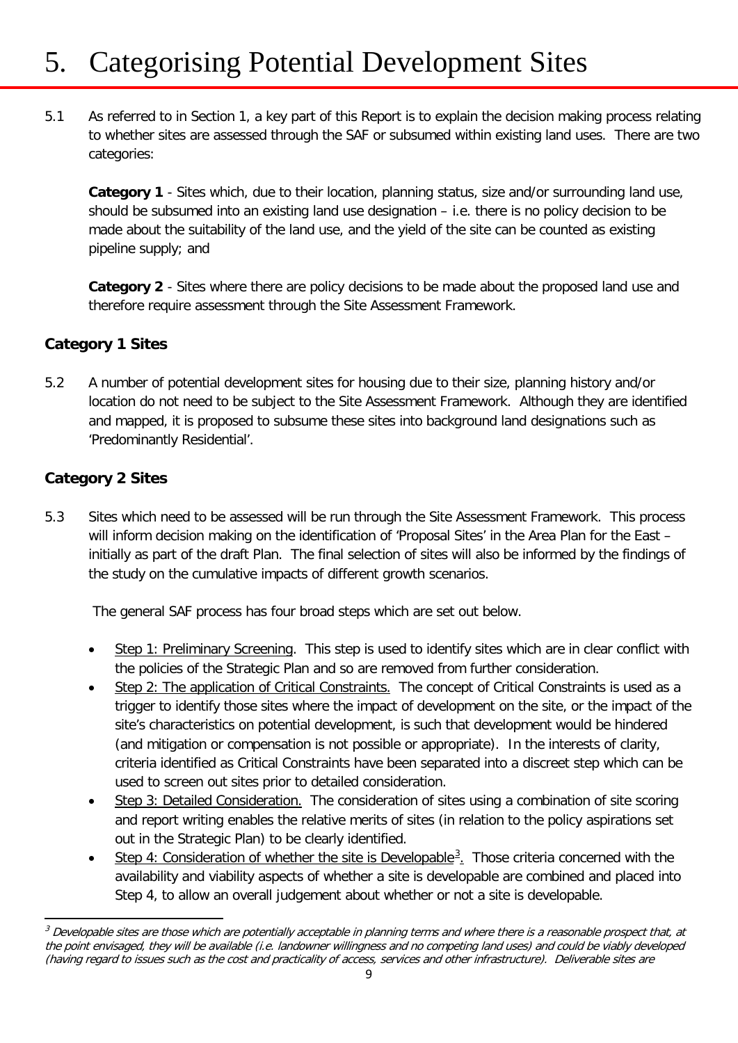# 5. Categorising Potential Development Sites

5.1 As referred to in Section 1, a key part of this Report is to explain the decision making process relating to whether sites are assessed through the SAF or subsumed within existing land uses. There are two categories:

**Category 1** - Sites which, due to their location, planning status, size and/or surrounding land use, should be subsumed into an existing land use designation – i.e. there is no policy decision to be made about the suitability of the land use, and the yield of the site can be counted as existing pipeline supply; and

**Category 2** - Sites where there are policy decisions to be made about the proposed land use and therefore require assessment through the Site Assessment Framework.

### Category 1 Sites

5.2 A number of potential development sites for housing due to their size, planning history and/or location do not need to be subject to the Site Assessment Framework. Although they are identified and mapped, it is proposed to subsume these sites into background land designations such as 'Predominantly Residential'.

### Category 2 Sites

5.3 Sites which need to be assessed will be run through the Site Assessment Framework. This process will inform decision making on the identification of 'Proposal Sites' in the Area Plan for the East – initially as part of the draft Plan. The final selection of sites will also be informed by the findings of the study on the cumulative impacts of different growth scenarios.

The general SAF process has four broad steps which are set out below.

- Step 1: Preliminary Screening. This step is used to identify sites which are in clear conflict with the policies of the Strategic Plan and so are removed from further consideration.
- Step 2: The application of Critical Constraints. The concept of Critical Constraints is used as a trigger to identify those sites where the impact of development on the site, or the impact of the site's characteristics on potential development, is such that development would be hindered (and mitigation or compensation is not possible or appropriate). In the interests of clarity, criteria identified as Critical Constraints have been separated into a discreet step which can be used to screen out sites prior to detailed consideration.
- Step 3: Detailed Consideration. The consideration of sites using a combination of site scoring and report writing enables the relative merits of sites (in relation to the policy aspirations set out in the Strategic Plan) to be clearly identified.
- Step 4: Consideration of whether the site is Developable[3]. Those criteria concerned with the availability and viability aspects of whether a site is developable are combined and placed into Step 4, to allow an overall judgement about whether or not a site is developable.

---

[3] *Developable sites are those which are potentially acceptable in planning terms and where there is a reasonable prospect that, at the point envisaged, they will be available (i.e. landowner willingness and no competing land uses) and could be viably developed (having regard to issues such as the cost and practicality of access, services and other infrastructure). Deliverable sites are*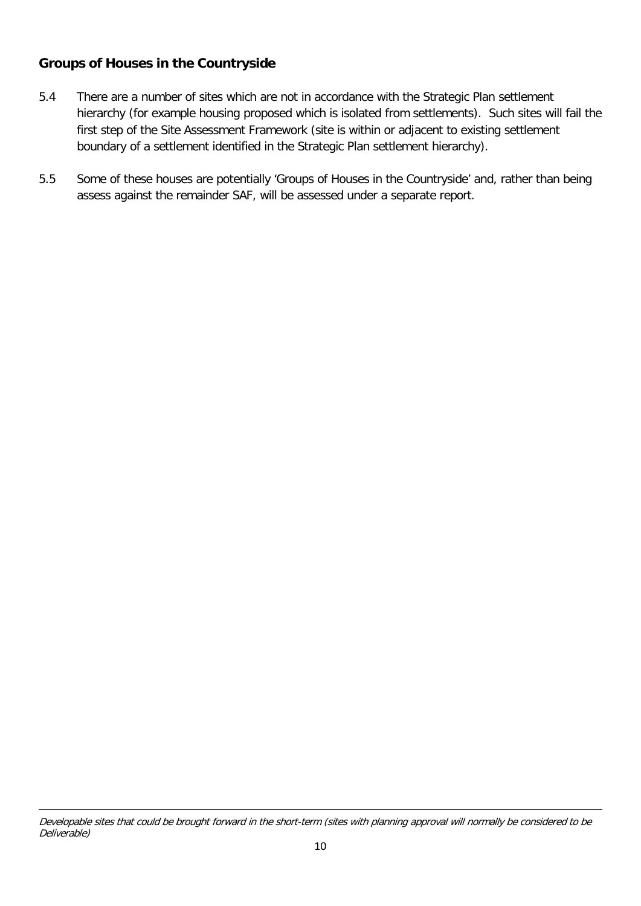## Groups of Houses in the Countryside

5.4 There are a number of sites which are not in accordance with the Strategic Plan settlement hierarchy (for example housing proposed which is isolated from settlements). Such sites will fail the first step of the Site Assessment Framework (site is within or adjacent to existing settlement boundary of a settlement identified in the Strategic Plan settlement hierarchy).

5.5 Some of these houses are potentially 'Groups of Houses in the Countryside' and, rather than being assess against the remainder SAF, will be assessed under a separate report.

---

*Developable sites that could be brought forward in the short-term (sites with planning approval will normally be considered to be Deliverable)*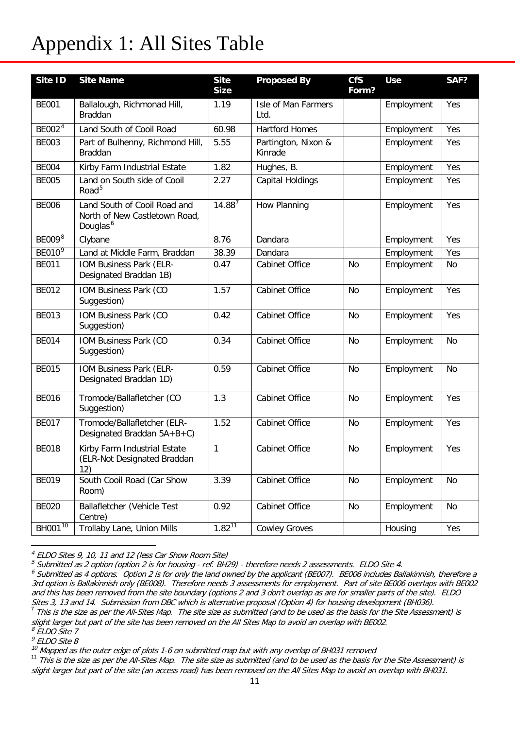# Appendix 1: All Sites Table

| Site ID | Site Name | Site Size | Proposed By | CfS Form? | Use | SAF? |
|---|---|---|---|---|---|---|
| BE001 | Ballalough, Richmonad Hill, Braddan | 1.19 | Isle of Man Farmers Ltd. | | Employment | Yes |
| BE002[4] | Land South of Cooil Road | 60.98 | Hartford Homes | | Employment | Yes |
| BE003 | Part of Bulhenny, Richmond Hill, Braddan | 5.55 | Partington, Nixon & Kinrade | | Employment | Yes |
| BE004 | Kirby Farm Industrial Estate | 1.82 | Hughes, B. | | Employment | Yes |
| BE005 | Land on South side of Cooil Road[5] | 2.27 | Capital Holdings | | Employment | Yes |
| BE006 | Land South of Cooil Road and North of New Castletown Road, Douglas[6] | 14.88[7] | How Planning | | Employment | Yes |
| BE009[8] | Clybane | 8.76 | Dandara | | Employment | Yes |
| BE010[9] | Land at Middle Farm, Braddan | 38.39 | Dandara | | Employment | Yes |
| BE011 | IOM Business Park (ELR-Designated Braddan 1B) | 0.47 | Cabinet Office | No | Employment | No |
| BE012 | IOM Business Park (CO Suggestion) | 1.57 | Cabinet Office | No | Employment | Yes |
| BE013 | IOM Business Park (CO Suggestion) | 0.42 | Cabinet Office | No | Employment | Yes |
| BE014 | IOM Business Park (CO Suggestion) | 0.34 | Cabinet Office | No | Employment | No |
| BE015 | IOM Business Park (ELR-Designated Braddan 1D) | 0.59 | Cabinet Office | No | Employment | No |
| BE016 | Tromode/Ballafletcher (CO Suggestion) | 1.3 | Cabinet Office | No | Employment | Yes |
| BE017 | Tromode/Ballafletcher (ELR-Designated Braddan 5A+B+C) | 1.52 | Cabinet Office | No | Employment | Yes |
| BE018 | Kirby Farm Industrial Estate (ELR-Not Designated Braddan 12) | 1 | Cabinet Office | No | Employment | Yes |
| BE019 | South Cooil Road (Car Show Room) | 3.39 | Cabinet Office | No | Employment | No |
| BE020 | Ballafletcher (Vehicle Test Centre) | 0.92 | Cabinet Office | No | Employment | No |
| BH001[10] | Trollaby Lane, Union Mills | 1.82[11] | Cowley Groves | | Housing | Yes |

*[4] ELDO Sites 9, 10, 11 and 12 (less Car Show Room Site)*

*[5] Submitted as 2 option (option 2 is for housing - ref. BH29) - therefore needs 2 assessments. ELDO Site 4.*

*[6] Submitted as 4 options. Option 2 is for only the land owned by the applicant (BE007). BE006 includes Ballakinnish, therefore a 3rd option is Ballakinnish only (BE008). Therefore needs 3 assessments for employment. Part of site BE006 overlaps with BE002 and this has been removed from the site boundary (options 2 and 3 don't overlap as are for smaller parts of the site). ELDO Sites 3, 13 and 14. Submission from DBC which is alternative proposal (Option 4) for housing development (BH036).*

*[7] This is the size as per the All-Sites Map. The site size as submitted (and to be used as the basis for the Site Assessment) is slight larger but part of the site has been removed on the All Sites Map to avoid an overlap with BE002.*

*[8] ELDO Site 7*

*[9] ELDO Site 8*

*[10] Mapped as the outer edge of plots 1-6 on submitted map but with any overlap of BH031 removed*

*[11] This is the size as per the All-Sites Map. The site size as submitted (and to be used as the basis for the Site Assessment) is slight larger but part of the site (an access road) has been removed on the All Sites Map to avoid an overlap with BH031.*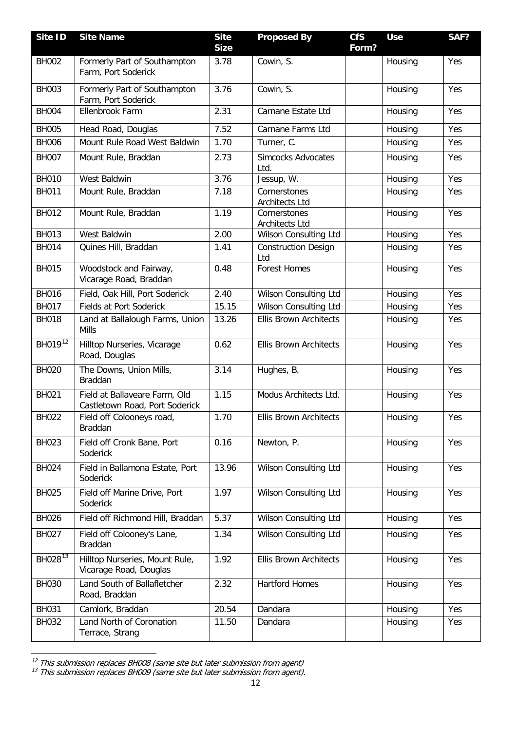| Site ID | Site Name | Site Size | Proposed By | CfS Form? | Use | SAF? |
|---|---|---|---|---|---|---|
| BH002 | Formerly Part of Southampton Farm, Port Soderick | 3.78 | Cowin, S. | | Housing | Yes |
| BH003 | Formerly Part of Southampton Farm, Port Soderick | 3.76 | Cowin, S. | | Housing | Yes |
| BH004 | Ellenbrook Farm | 2.31 | Carnane Estate Ltd | | Housing | Yes |
| BH005 | Head Road, Douglas | 7.52 | Carnane Farms Ltd | | Housing | Yes |
| BH006 | Mount Rule Road West Baldwin | 1.70 | Turner, C. | | Housing | Yes |
| BH007 | Mount Rule, Braddan | 2.73 | Simcocks Advocates Ltd. | | Housing | Yes |
| BH010 | West Baldwin | 3.76 | Jessup, W. | | Housing | Yes |
| BH011 | Mount Rule, Braddan | 7.18 | Cornerstones Architects Ltd | | Housing | Yes |
| BH012 | Mount Rule, Braddan | 1.19 | Cornerstones Architects Ltd | | Housing | Yes |
| BH013 | West Baldwin | 2.00 | Wilson Consulting Ltd | | Housing | Yes |
| BH014 | Quines Hill, Braddan | 1.41 | Construction Design Ltd | | Housing | Yes |
| BH015 | Woodstock and Fairway, Vicarage Road, Braddan | 0.48 | Forest Homes | | Housing | Yes |
| BH016 | Field, Oak Hill, Port Soderick | 2.40 | Wilson Consulting Ltd | | Housing | Yes |
| BH017 | Fields at Port Soderick | 15.15 | Wilson Consulting Ltd | | Housing | Yes |
| BH018 | Land at Ballalough Farms, Union Mills | 13.26 | Ellis Brown Architects | | Housing | Yes |
| BH019[12] | Hilltop Nurseries, Vicarage Road, Douglas | 0.62 | Ellis Brown Architects | | Housing | Yes |
| BH020 | The Downs, Union Mills, Braddan | 3.14 | Hughes, B. | | Housing | Yes |
| BH021 | Field at Ballaveare Farm, Old Castletown Road, Port Soderick | 1.15 | Modus Architects Ltd. | | Housing | Yes |
| BH022 | Field off Colooneys road, Braddan | 1.70 | Ellis Brown Architects | | Housing | Yes |
| BH023 | Field off Cronk Bane, Port Soderick | 0.16 | Newton, P. | | Housing | Yes |
| BH024 | Field in Ballamona Estate, Port Soderick | 13.96 | Wilson Consulting Ltd | | Housing | Yes |
| BH025 | Field off Marine Drive, Port Soderick | 1.97 | Wilson Consulting Ltd | | Housing | Yes |
| BH026 | Field off Richmond Hill, Braddan | 5.37 | Wilson Consulting Ltd | | Housing | Yes |
| BH027 | Field off Colooney's Lane, Braddan | 1.34 | Wilson Consulting Ltd | | Housing | Yes |
| BH028[13] | Hilltop Nurseries, Mount Rule, Vicarage Road, Douglas | 1.92 | Ellis Brown Architects | | Housing | Yes |
| BH030 | Land South of Ballafletcher Road, Braddan | 2.32 | Hartford Homes | | Housing | Yes |
| BH031 | Camlork, Braddan | 20.54 | Dandara | | Housing | Yes |
| BH032 | Land North of Coronation Terrace, Strang | 11.50 | Dandara | | Housing | Yes |

[12] *This submission replaces BH008 (same site but later submission from agent)*

[13] *This submission replaces BH009 (same site but later submission from agent).*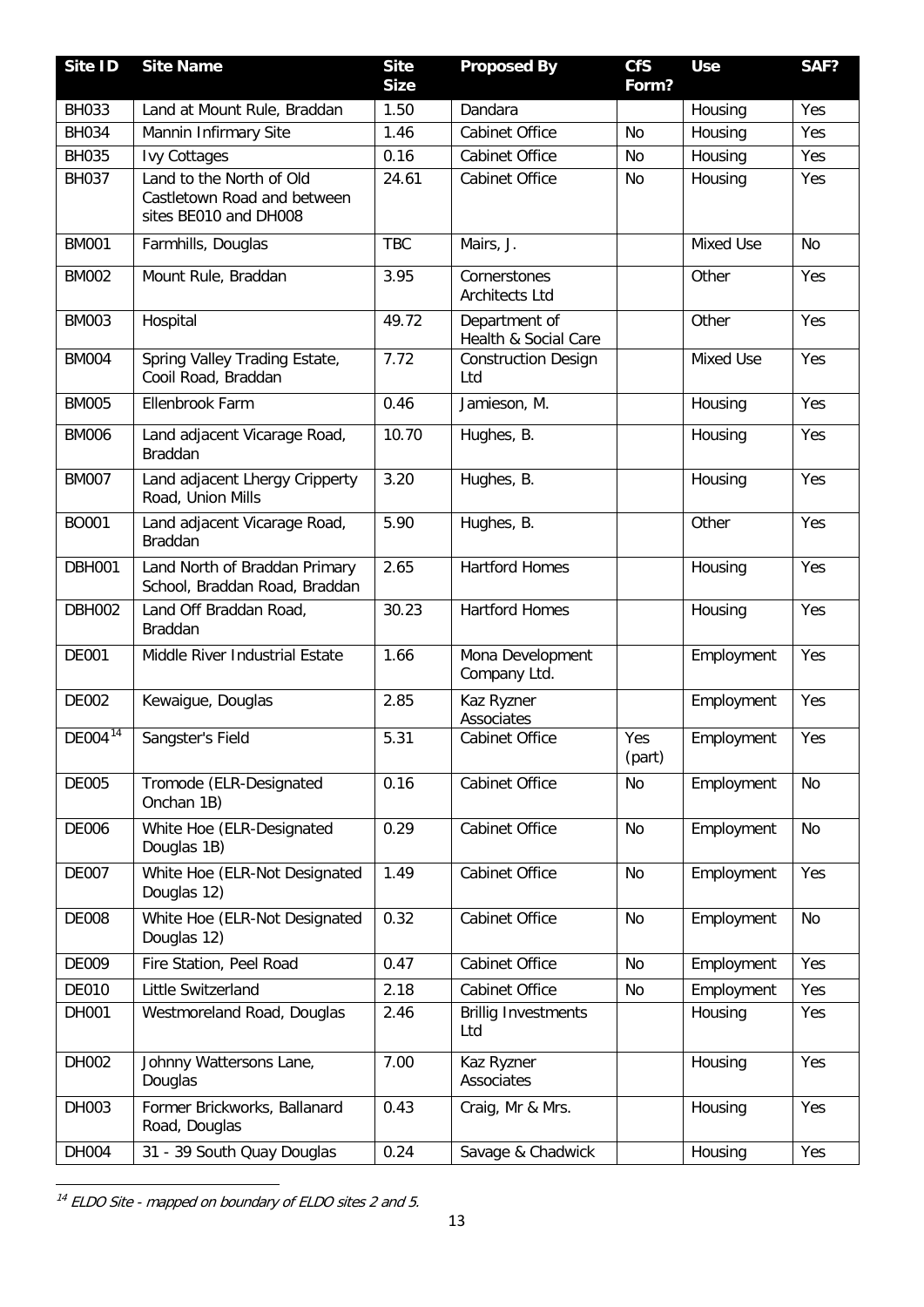| Site ID | Site Name | Site Size | Proposed By | CfS Form? | Use | SAF? |
|---|---|---|---|---|---|---|
| BH033 | Land at Mount Rule, Braddan | 1.50 | Dandara | | Housing | Yes |
| BH034 | Mannin Infirmary Site | 1.46 | Cabinet Office | No | Housing | Yes |
| BH035 | Ivy Cottages | 0.16 | Cabinet Office | No | Housing | Yes |
| BH037 | Land to the North of Old Castletown Road and between sites BE010 and DH008 | 24.61 | Cabinet Office | No | Housing | Yes |
| BM001 | Farmhills, Douglas | TBC | Mairs, J. | | Mixed Use | No |
| BM002 | Mount Rule, Braddan | 3.95 | Cornerstones Architects Ltd | | Other | Yes |
| BM003 | Hospital | 49.72 | Department of Health & Social Care | | Other | Yes |
| BM004 | Spring Valley Trading Estate, Cooil Road, Braddan | 7.72 | Construction Design Ltd | | Mixed Use | Yes |
| BM005 | Ellenbrook Farm | 0.46 | Jamieson, M. | | Housing | Yes |
| BM006 | Land adjacent Vicarage Road, Braddan | 10.70 | Hughes, B. | | Housing | Yes |
| BM007 | Land adjacent Lhergy Cripperty Road, Union Mills | 3.20 | Hughes, B. | | Housing | Yes |
| BO001 | Land adjacent Vicarage Road, Braddan | 5.90 | Hughes, B. | | Other | Yes |
| DBH001 | Land North of Braddan Primary School, Braddan Road, Braddan | 2.65 | Hartford Homes | | Housing | Yes |
| DBH002 | Land Off Braddan Road, Braddan | 30.23 | Hartford Homes | | Housing | Yes |
| DE001 | Middle River Industrial Estate | 1.66 | Mona Development Company Ltd. | | Employment | Yes |
| DE002 | Kewaigue, Douglas | 2.85 | Kaz Ryzner Associates | | Employment | Yes |
| DE004[14] | Sangster's Field | 5.31 | Cabinet Office | Yes (part) | Employment | Yes |
| DE005 | Tromode (ELR-Designated Onchan 1B) | 0.16 | Cabinet Office | No | Employment | No |
| DE006 | White Hoe (ELR-Designated Douglas 1B) | 0.29 | Cabinet Office | No | Employment | No |
| DE007 | White Hoe (ELR-Not Designated Douglas 12) | 1.49 | Cabinet Office | No | Employment | Yes |
| DE008 | White Hoe (ELR-Not Designated Douglas 12) | 0.32 | Cabinet Office | No | Employment | No |
| DE009 | Fire Station, Peel Road | 0.47 | Cabinet Office | No | Employment | Yes |
| DE010 | Little Switzerland | 2.18 | Cabinet Office | No | Employment | Yes |
| DH001 | Westmoreland Road, Douglas | 2.46 | Brillig Investments Ltd | | Housing | Yes |
| DH002 | Johnny Wattersons Lane, Douglas | 7.00 | Kaz Ryzner Associates | | Housing | Yes |
| DH003 | Former Brickworks, Ballanard Road, Douglas | 0.43 | Craig, Mr & Mrs. | | Housing | Yes |
| DH004 | 31 - 39 South Quay Douglas | 0.24 | Savage & Chadwick | | Housing | Yes |

[14] *ELDO Site - mapped on boundary of ELDO sites 2 and 5.*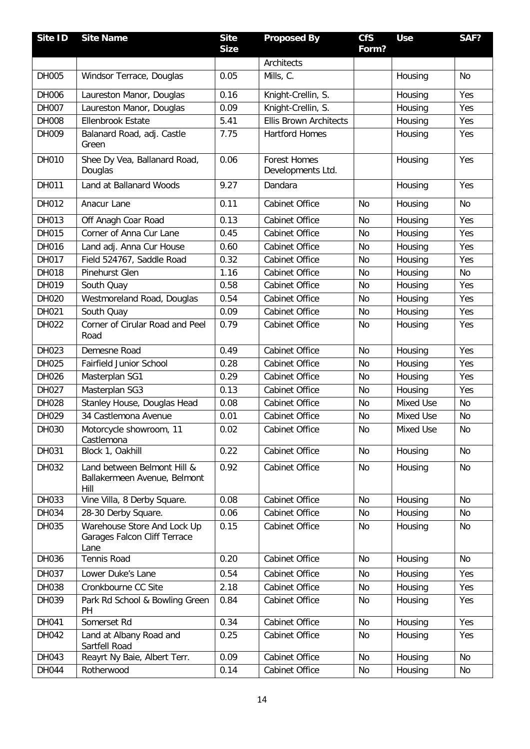| Site ID | Site Name | Site Size | Proposed By | CfS Form? | Use | SAF? |
|---|---|---|---|---|---|---|
| | | | Architects | | | |
| DH005 | Windsor Terrace, Douglas | 0.05 | Mills, C. | | Housing | No |
| DH006 | Laureston Manor, Douglas | 0.16 | Knight-Crellin, S. | | Housing | Yes |
| DH007 | Laureston Manor, Douglas | 0.09 | Knight-Crellin, S. | | Housing | Yes |
| DH008 | Ellenbrook Estate | 5.41 | Ellis Brown Architects | | Housing | Yes |
| DH009 | Balanard Road, adj. Castle Green | 7.75 | Hartford Homes | | Housing | Yes |
| DH010 | Shee Dy Vea, Ballanard Road, Douglas | 0.06 | Forest Homes Developments Ltd. | | Housing | Yes |
| DH011 | Land at Ballanard Woods | 9.27 | Dandara | | Housing | Yes |
| DH012 | Anacur Lane | 0.11 | Cabinet Office | No | Housing | No |
| DH013 | Off Anagh Coar Road | 0.13 | Cabinet Office | No | Housing | Yes |
| DH015 | Corner of Anna Cur Lane | 0.45 | Cabinet Office | No | Housing | Yes |
| DH016 | Land adj. Anna Cur House | 0.60 | Cabinet Office | No | Housing | Yes |
| DH017 | Field 524767, Saddle Road | 0.32 | Cabinet Office | No | Housing | Yes |
| DH018 | Pinehurst Glen | 1.16 | Cabinet Office | No | Housing | No |
| DH019 | South Quay | 0.58 | Cabinet Office | No | Housing | Yes |
| DH020 | Westmoreland Road, Douglas | 0.54 | Cabinet Office | No | Housing | Yes |
| DH021 | South Quay | 0.09 | Cabinet Office | No | Housing | Yes |
| DH022 | Corner of Cirular Road and Peel Road | 0.79 | Cabinet Office | No | Housing | Yes |
| DH023 | Demesne Road | 0.49 | Cabinet Office | No | Housing | Yes |
| DH025 | Fairfield Junior School | 0.28 | Cabinet Office | No | Housing | Yes |
| DH026 | Masterplan SG1 | 0.29 | Cabinet Office | No | Housing | Yes |
| DH027 | Masterplan SG3 | 0.13 | Cabinet Office | No | Housing | Yes |
| DH028 | Stanley House, Douglas Head | 0.08 | Cabinet Office | No | Mixed Use | No |
| DH029 | 34 Castlemona Avenue | 0.01 | Cabinet Office | No | Mixed Use | No |
| DH030 | Motorcycle showroom, 11 Castlemona | 0.02 | Cabinet Office | No | Mixed Use | No |
| DH031 | Block 1, Oakhill | 0.22 | Cabinet Office | No | Housing | No |
| DH032 | Land between Belmont Hill & Ballakermeen Avenue, Belmont Hill | 0.92 | Cabinet Office | No | Housing | No |
| DH033 | Vine Villa, 8 Derby Square. | 0.08 | Cabinet Office | No | Housing | No |
| DH034 | 28-30 Derby Square. | 0.06 | Cabinet Office | No | Housing | No |
| DH035 | Warehouse Store And Lock Up Garages Falcon Cliff Terrace Lane | 0.15 | Cabinet Office | No | Housing | No |
| DH036 | Tennis Road | 0.20 | Cabinet Office | No | Housing | No |
| DH037 | Lower Duke's Lane | 0.54 | Cabinet Office | No | Housing | Yes |
| DH038 | Cronkbourne CC Site | 2.18 | Cabinet Office | No | Housing | Yes |
| DH039 | Park Rd School & Bowling Green PH | 0.84 | Cabinet Office | No | Housing | Yes |
| DH041 | Somerset Rd | 0.34 | Cabinet Office | No | Housing | Yes |
| DH042 | Land at Albany Road and Sartfell Road | 0.25 | Cabinet Office | No | Housing | Yes |
| DH043 | Reayrt Ny Baie, Albert Terr. | 0.09 | Cabinet Office | No | Housing | No |
| DH044 | Rotherwood | 0.14 | Cabinet Office | No | Housing | No |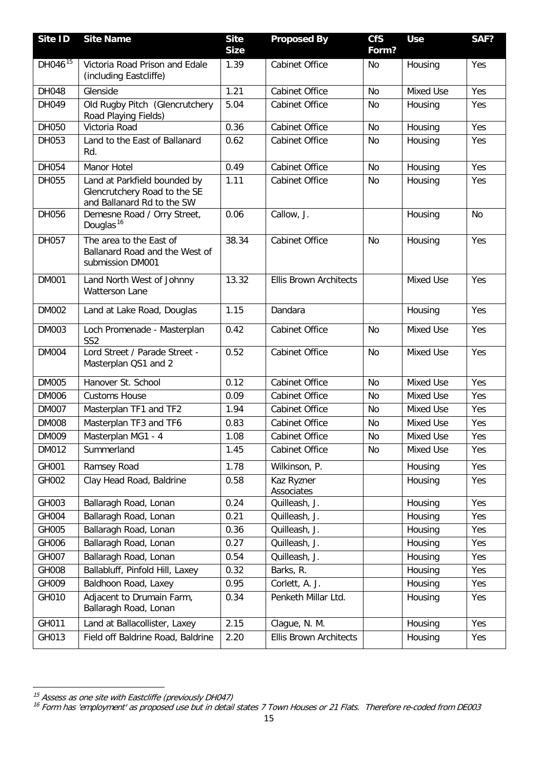| Site ID | Site Name | Site Size | Proposed By | CfS Form? | Use | SAF? |
|---|---|---|---|---|---|---|
| DH046[15] | Victoria Road Prison and Edale (including Eastcliffe) | 1.39 | Cabinet Office | No | Housing | Yes |
| DH048 | Glenside | 1.21 | Cabinet Office | No | Mixed Use | Yes |
| DH049 | Old Rugby Pitch (Glencrutchery Road Playing Fields) | 5.04 | Cabinet Office | No | Housing | Yes |
| DH050 | Victoria Road | 0.36 | Cabinet Office | No | Housing | Yes |
| DH053 | Land to the East of Ballanard Rd. | 0.62 | Cabinet Office | No | Housing | Yes |
| DH054 | Manor Hotel | 0.49 | Cabinet Office | No | Housing | Yes |
| DH055 | Land at Parkfield bounded by Glencrutchery Road to the SE and Ballanard Rd to the SW | 1.11 | Cabinet Office | No | Housing | Yes |
| DH056 | Demesne Road / Orry Street, Douglas[16] | 0.06 | Callow, J. | | Housing | No |
| DH057 | The area to the East of Ballanard Road and the West of submission DM001 | 38.34 | Cabinet Office | No | Housing | Yes |
| DM001 | Land North West of Johnny Watterson Lane | 13.32 | Ellis Brown Architects | | Mixed Use | Yes |
| DM002 | Land at Lake Road, Douglas | 1.15 | Dandara | | Housing | Yes |
| DM003 | Loch Promenade - Masterplan SS2 | 0.42 | Cabinet Office | No | Mixed Use | Yes |
| DM004 | Lord Street / Parade Street - Masterplan QS1 and 2 | 0.52 | Cabinet Office | No | Mixed Use | Yes |
| DM005 | Hanover St. School | 0.12 | Cabinet Office | No | Mixed Use | Yes |
| DM006 | Customs House | 0.09 | Cabinet Office | No | Mixed Use | Yes |
| DM007 | Masterplan TF1 and TF2 | 1.94 | Cabinet Office | No | Mixed Use | Yes |
| DM008 | Masterplan TF3 and TF6 | 0.83 | Cabinet Office | No | Mixed Use | Yes |
| DM009 | Masterplan MG1 - 4 | 1.08 | Cabinet Office | No | Mixed Use | Yes |
| DM012 | Summerland | 1.45 | Cabinet Office | No | Mixed Use | Yes |
| GH001 | Ramsey Road | 1.78 | Wilkinson, P. | | Housing | Yes |
| GH002 | Clay Head Road, Baldrine | 0.58 | Kaz Ryzner Associates | | Housing | Yes |
| GH003 | Ballaragh Road, Lonan | 0.24 | Quilleash, J. | | Housing | Yes |
| GH004 | Ballaragh Road, Lonan | 0.21 | Quilleash, J. | | Housing | Yes |
| GH005 | Ballaragh Road, Lonan | 0.36 | Quilleash, J. | | Housing | Yes |
| GH006 | Ballaragh Road, Lonan | 0.27 | Quilleash, J. | | Housing | Yes |
| GH007 | Ballaragh Road, Lonan | 0.54 | Quilleash, J. | | Housing | Yes |
| GH008 | Ballabluff, Pinfold Hill, Laxey | 0.32 | Barks, R. | | Housing | Yes |
| GH009 | Baldhoon Road, Laxey | 0.95 | Corlett, A. J. | | Housing | Yes |
| GH010 | Adjacent to Drumain Farm, Ballaragh Road, Lonan | 0.34 | Penketh Millar Ltd. | | Housing | Yes |
| GH011 | Land at Ballacollister, Laxey | 2.15 | Clague, N. M. | | Housing | Yes |
| GH013 | Field off Baldrine Road, Baldrine | 2.20 | Ellis Brown Architects | | Housing | Yes |

[15] *Assess as one site with Eastcliffe (previously DH047)*

[16] *Form has 'employment' as proposed use but in detail states 7 Town Houses or 21 Flats. Therefore re-coded from DE003*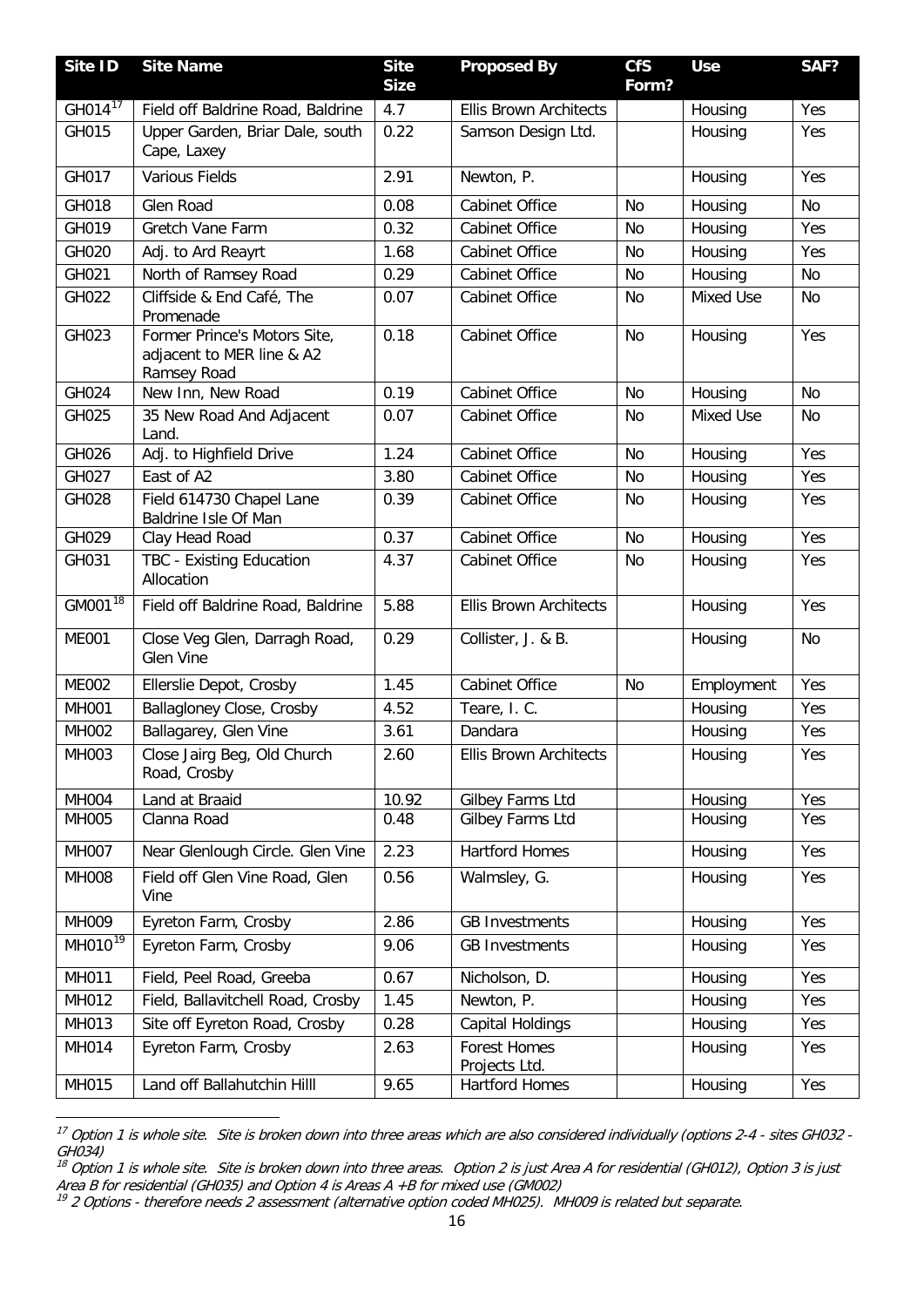| Site ID | Site Name | Site Size | Proposed By | CfS Form? | Use | SAF? |
|---|---|---|---|---|---|---|
| GH014[17] | Field off Baldrine Road, Baldrine | 4.7 | Ellis Brown Architects | | Housing | Yes |
| GH015 | Upper Garden, Briar Dale, south Cape, Laxey | 0.22 | Samson Design Ltd. | | Housing | Yes |
| GH017 | Various Fields | 2.91 | Newton, P. | | Housing | Yes |
| GH018 | Glen Road | 0.08 | Cabinet Office | No | Housing | No |
| GH019 | Gretch Vane Farm | 0.32 | Cabinet Office | No | Housing | Yes |
| GH020 | Adj. to Ard Reayrt | 1.68 | Cabinet Office | No | Housing | Yes |
| GH021 | North of Ramsey Road | 0.29 | Cabinet Office | No | Housing | No |
| GH022 | Cliffside & End Café, The Promenade | 0.07 | Cabinet Office | No | Mixed Use | No |
| GH023 | Former Prince's Motors Site, adjacent to MER line & A2 Ramsey Road | 0.18 | Cabinet Office | No | Housing | Yes |
| GH024 | New Inn, New Road | 0.19 | Cabinet Office | No | Housing | No |
| GH025 | 35 New Road And Adjacent Land. | 0.07 | Cabinet Office | No | Mixed Use | No |
| GH026 | Adj. to Highfield Drive | 1.24 | Cabinet Office | No | Housing | Yes |
| GH027 | East of A2 | 3.80 | Cabinet Office | No | Housing | Yes |
| GH028 | Field 614730 Chapel Lane Baldrine Isle Of Man | 0.39 | Cabinet Office | No | Housing | Yes |
| GH029 | Clay Head Road | 0.37 | Cabinet Office | No | Housing | Yes |
| GH031 | TBC - Existing Education Allocation | 4.37 | Cabinet Office | No | Housing | Yes |
| GM001[18] | Field off Baldrine Road, Baldrine | 5.88 | Ellis Brown Architects | | Housing | Yes |
| ME001 | Close Veg Glen, Darragh Road, Glen Vine | 0.29 | Collister, J. & B. | | Housing | No |
| ME002 | Ellerslie Depot, Crosby | 1.45 | Cabinet Office | No | Employment | Yes |
| MH001 | Ballagloney Close, Crosby | 4.52 | Teare, I. C. | | Housing | Yes |
| MH002 | Ballagarey, Glen Vine | 3.61 | Dandara | | Housing | Yes |
| MH003 | Close Jairg Beg, Old Church Road, Crosby | 2.60 | Ellis Brown Architects | | Housing | Yes |
| MH004 | Land at Braaid | 10.92 | Gilbey Farms Ltd | | Housing | Yes |
| MH005 | Clanna Road | 0.48 | Gilbey Farms Ltd | | Housing | Yes |
| MH007 | Near Glenlough Circle. Glen Vine | 2.23 | Hartford Homes | | Housing | Yes |
| MH008 | Field off Glen Vine Road, Glen Vine | 0.56 | Walmsley, G. | | Housing | Yes |
| MH009 | Eyreton Farm, Crosby | 2.86 | GB Investments | | Housing | Yes |
| MH010[19] | Eyreton Farm, Crosby | 9.06 | GB Investments | | Housing | Yes |
| MH011 | Field, Peel Road, Greeba | 0.67 | Nicholson, D. | | Housing | Yes |
| MH012 | Field, Ballavitchell Road, Crosby | 1.45 | Newton, P. | | Housing | Yes |
| MH013 | Site off Eyreton Road, Crosby | 0.28 | Capital Holdings | | Housing | Yes |
| MH014 | Eyreton Farm, Crosby | 2.63 | Forest Homes Projects Ltd. | | Housing | Yes |
| MH015 | Land off Ballahutchin Hilll | 9.65 | Hartford Homes | | Housing | Yes |

*[17] Option 1 is whole site. Site is broken down into three areas which are also considered individually (options 2-4 - sites GH032 - GH034)*

*[18] Option 1 is whole site. Site is broken down into three areas. Option 2 is just Area A for residential (GH012), Option 3 is just Area B for residential (GH035) and Option 4 is Areas A +B for mixed use (GM002)*

*[19] 2 Options - therefore needs 2 assessment (alternative option coded MH025). MH009 is related but separate.*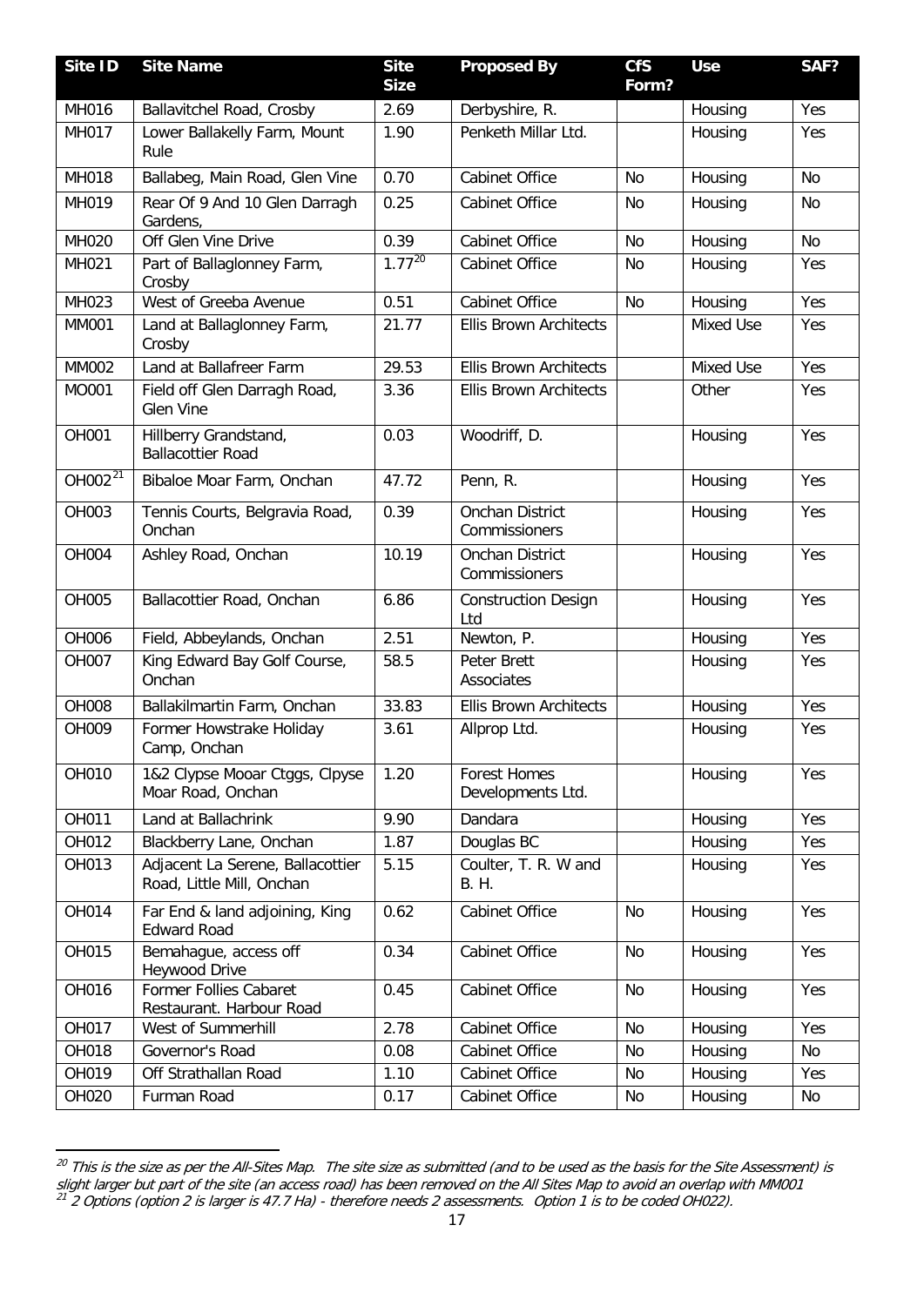| Site ID | Site Name | Site Size | Proposed By | CfS Form? | Use | SAF? |
| --- | --- | --- | --- | --- | --- | --- |
| MH016 | Ballavitchel Road, Crosby | 2.69 | Derbyshire, R. | | Housing | Yes |
| MH017 | Lower Ballakelly Farm, Mount Rule | 1.90 | Penketh Millar Ltd. | | Housing | Yes |
| MH018 | Ballabeg, Main Road, Glen Vine | 0.70 | Cabinet Office | No | Housing | No |
| MH019 | Rear Of 9 And 10 Glen Darragh Gardens, | 0.25 | Cabinet Office | No | Housing | No |
| MH020 | Off Glen Vine Drive | 0.39 | Cabinet Office | No | Housing | No |
| MH021 | Part of Ballaglonney Farm, Crosby | 1.77[20] | Cabinet Office | No | Housing | Yes |
| MH023 | West of Greeba Avenue | 0.51 | Cabinet Office | No | Housing | Yes |
| MM001 | Land at Ballaglonney Farm, Crosby | 21.77 | Ellis Brown Architects | | Mixed Use | Yes |
| MM002 | Land at Ballafreer Farm | 29.53 | Ellis Brown Architects | | Mixed Use | Yes |
| MO001 | Field off Glen Darragh Road, Glen Vine | 3.36 | Ellis Brown Architects | | Other | Yes |
| OH001 | Hillberry Grandstand, Ballacottier Road | 0.03 | Woodriff, D. | | Housing | Yes |
| OH002[21] | Bibaloe Moar Farm, Onchan | 47.72 | Penn, R. | | Housing | Yes |
| OH003 | Tennis Courts, Belgravia Road, Onchan | 0.39 | Onchan District Commissioners | | Housing | Yes |
| OH004 | Ashley Road, Onchan | 10.19 | Onchan District Commissioners | | Housing | Yes |
| OH005 | Ballacottier Road, Onchan | 6.86 | Construction Design Ltd | | Housing | Yes |
| OH006 | Field, Abbeylands, Onchan | 2.51 | Newton, P. | | Housing | Yes |
| OH007 | King Edward Bay Golf Course, Onchan | 58.5 | Peter Brett Associates | | Housing | Yes |
| OH008 | Ballakilmartin Farm, Onchan | 33.83 | Ellis Brown Architects | | Housing | Yes |
| OH009 | Former Howstrake Holiday Camp, Onchan | 3.61 | Allprop Ltd. | | Housing | Yes |
| OH010 | 1&2 Clypse Mooar Ctggs, Clpyse Moar Road, Onchan | 1.20 | Forest Homes Developments Ltd. | | Housing | Yes |
| OH011 | Land at Ballachrink | 9.90 | Dandara | | Housing | Yes |
| OH012 | Blackberry Lane, Onchan | 1.87 | Douglas BC | | Housing | Yes |
| OH013 | Adjacent La Serene, Ballacottier Road, Little Mill, Onchan | 5.15 | Coulter, T. R. W and B. H. | | Housing | Yes |
| OH014 | Far End & land adjoining, King Edward Road | 0.62 | Cabinet Office | No | Housing | Yes |
| OH015 | Bemahague, access off Heywood Drive | 0.34 | Cabinet Office | No | Housing | Yes |
| OH016 | Former Follies Cabaret Restaurant. Harbour Road | 0.45 | Cabinet Office | No | Housing | Yes |
| OH017 | West of Summerhill | 2.78 | Cabinet Office | No | Housing | Yes |
| OH018 | Governor's Road | 0.08 | Cabinet Office | No | Housing | No |
| OH019 | Off Strathallan Road | 1.10 | Cabinet Office | No | Housing | Yes |
| OH020 | Furman Road | 0.17 | Cabinet Office | No | Housing | No |

[20] *This is the size as per the All-Sites Map. The site size as submitted (and to be used as the basis for the Site Assessment) is slight larger but part of the site (an access road) has been removed on the All Sites Map to avoid an overlap with MM001*

[21] *2 Options (option 2 is larger is 47.7 Ha) - therefore needs 2 assessments. Option 1 is to be coded OH022).*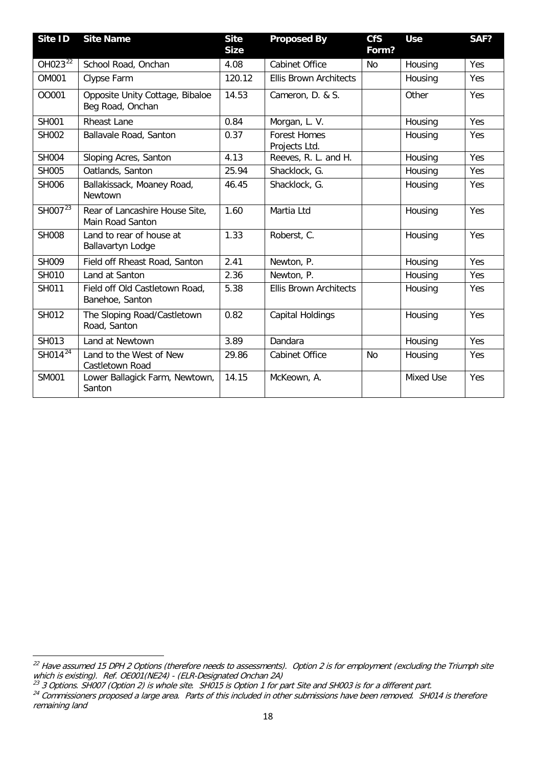| Site ID | Site Name | Site Size | Proposed By | CfS Form? | Use | SAF? |
| --- | --- | --- | --- | --- | --- | --- |
| OH023[22] | School Road, Onchan | 4.08 | Cabinet Office | No | Housing | Yes |
| OM001 | Clypse Farm | 120.12 | Ellis Brown Architects | | Housing | Yes |
| OO001 | Opposite Unity Cottage, Bibaloe Beg Road, Onchan | 14.53 | Cameron, D. & S. | | Other | Yes |
| SH001 | Rheast Lane | 0.84 | Morgan, L. V. | | Housing | Yes |
| SH002 | Ballavale Road, Santon | 0.37 | Forest Homes Projects Ltd. | | Housing | Yes |
| SH004 | Sloping Acres, Santon | 4.13 | Reeves, R. L. and H. | | Housing | Yes |
| SH005 | Oatlands, Santon | 25.94 | Shacklock, G. | | Housing | Yes |
| SH006 | Ballakissack, Moaney Road, Newtown | 46.45 | Shacklock, G. | | Housing | Yes |
| SH007[23] | Rear of Lancashire House Site, Main Road Santon | 1.60 | Martia Ltd | | Housing | Yes |
| SH008 | Land to rear of house at Ballavartyn Lodge | 1.33 | Roberst, C. | | Housing | Yes |
| SH009 | Field off Rheast Road, Santon | 2.41 | Newton, P. | | Housing | Yes |
| SH010 | Land at Santon | 2.36 | Newton, P. | | Housing | Yes |
| SH011 | Field off Old Castletown Road, Banehoe, Santon | 5.38 | Ellis Brown Architects | | Housing | Yes |
| SH012 | The Sloping Road/Castletown Road, Santon | 0.82 | Capital Holdings | | Housing | Yes |
| SH013 | Land at Newtown | 3.89 | Dandara | | Housing | Yes |
| SH014[24] | Land to the West of New Castletown Road | 29.86 | Cabinet Office | No | Housing | Yes |
| SM001 | Lower Ballagick Farm, Newtown, Santon | 14.15 | McKeown, A. | | Mixed Use | Yes |

[22] *Have assumed 15 DPH 2 Options (therefore needs to assessments). Option 2 is for employment (excluding the Triumph site which is existing). Ref. OE001(NE24) - (ELR-Designated Onchan 2A)*

[23] *3 Options. SH007 (Option 2) is whole site. SH015 is Option 1 for part Site and SH003 is for a different part.*

[24] *Commissioners proposed a large area. Parts of this included in other submissions have been removed. SH014 is therefore remaining land*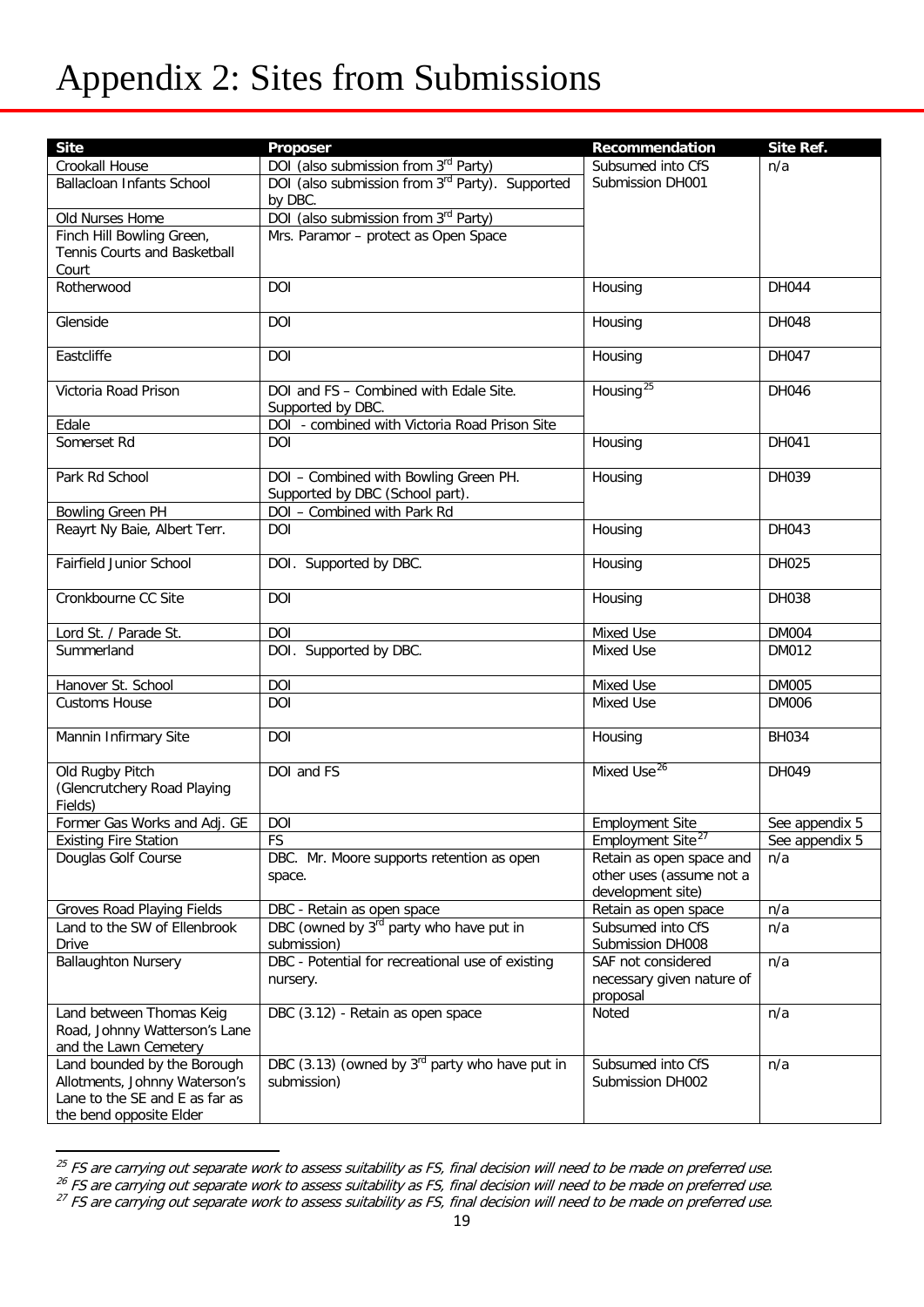# Appendix 2: Sites from Submissions

| Site | Proposer | Recommendation | Site Ref. |
|---|---|---|---|
| Crookall House | DOI (also submission from 3rd Party) | Subsumed into CfS Submission DH001 | n/a |
| Ballacloan Infants School | DOI (also submission from 3rd Party). Supported by DBC. | | |
| Old Nurses Home | DOI (also submission from 3rd Party) | | |
| Finch Hill Bowling Green, Tennis Courts and Basketball Court | Mrs. Paramor – protect as Open Space | | |
| Rotherwood | DOI | Housing | DH044 |
| Glenside | DOI | Housing | DH048 |
| Eastcliffe | DOI | Housing | DH047 |
| Victoria Road Prison | DOI and FS – Combined with Edale Site. Supported by DBC. | Housing[25] | DH046 |
| Edale | DOI - combined with Victoria Road Prison Site | | |
| Somerset Rd | DOI | Housing | DH041 |
| Park Rd School | DOI – Combined with Bowling Green PH. Supported by DBC (School part). | Housing | DH039 |
| Bowling Green PH | DOI – Combined with Park Rd | | |
| Reayrt Ny Baie, Albert Terr. | DOI | Housing | DH043 |
| Fairfield Junior School | DOI. Supported by DBC. | Housing | DH025 |
| Cronkbourne CC Site | DOI | Housing | DH038 |
| Lord St. / Parade St. | DOI | Mixed Use | DM004 |
| Summerland | DOI. Supported by DBC. | Mixed Use | DM012 |
| Hanover St. School | DOI | Mixed Use | DM005 |
| Customs House | DOI | Mixed Use | DM006 |
| Mannin Infirmary Site | DOI | Housing | BH034 |
| Old Rugby Pitch (Glencrutchery Road Playing Fields) | DOI and FS | Mixed Use[26] | DH049 |
| Former Gas Works and Adj. GE | DOI | Employment Site | See appendix 5 |
| Existing Fire Station | FS | Employment Site[27] | See appendix 5 |
| Douglas Golf Course | DBC. Mr. Moore supports retention as open space. | Retain as open space and other uses (assume not a development site) | n/a |
| Groves Road Playing Fields | DBC - Retain as open space | Retain as open space | n/a |
| Land to the SW of Ellenbrook Drive | DBC (owned by 3rd party who have put in submission) | Subsumed into CfS Submission DH008 | n/a |
| Ballaughton Nursery | DBC - Potential for recreational use of existing nursery. | SAF not considered necessary given nature of proposal | n/a |
| Land between Thomas Keig Road, Johnny Watterson's Lane and the Lawn Cemetery | DBC (3.12) - Retain as open space | Noted | n/a |
| Land bounded by the Borough Allotments, Johnny Waterson's Lane to the SE and E as far as the bend opposite Elder | DBC (3.13) (owned by 3rd party who have put in submission) | Subsumed into CfS Submission DH002 | n/a |

[25] *FS are carrying out separate work to assess suitability as FS, final decision will need to be made on preferred use.*

[26] *FS are carrying out separate work to assess suitability as FS, final decision will need to be made on preferred use.*

[27] *FS are carrying out separate work to assess suitability as FS, final decision will need to be made on preferred use.*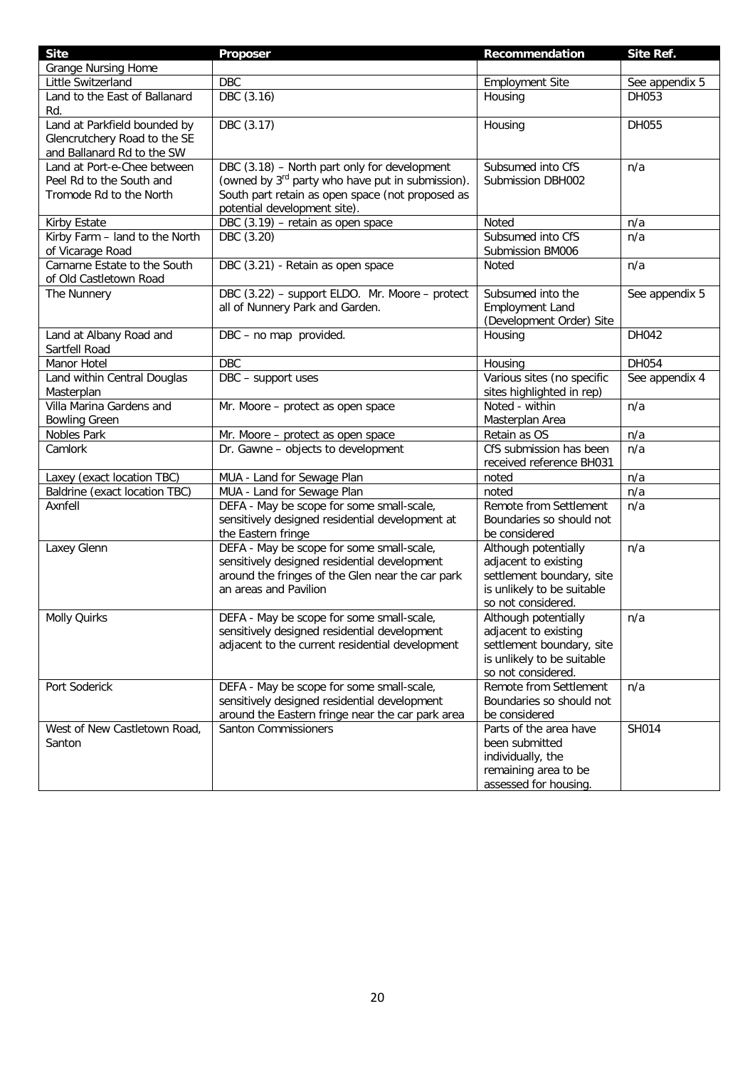| Site | Proposer | Recommendation | Site Ref. |
|---|---|---|---|
| Grange Nursing Home | | | |
| Little Switzerland | DBC | Employment Site | See appendix 5 |
| Land to the East of Ballanard Rd. | DBC (3.16) | Housing | DH053 |
| Land at Parkfield bounded by Glencrutchery Road to the SE and Ballanard Rd to the SW | DBC (3.17) | Housing | DH055 |
| Land at Port-e-Chee between Peel Rd to the South and Tromode Rd to the North | DBC (3.18) – North part only for development (owned by 3rd party who have put in submission). South part retain as open space (not proposed as potential development site). | Subsumed into CfS Submission DBH002 | n/a |
| Kirby Estate | DBC (3.19) – retain as open space | Noted | n/a |
| Kirby Farm – land to the North of Vicarage Road | DBC (3.20) | Subsumed into CfS Submission BM006 | n/a |
| Carnarne Estate to the South of Old Castletown Road | DBC (3.21) - Retain as open space | Noted | n/a |
| The Nunnery | DBC (3.22) – support ELDO. Mr. Moore – protect all of Nunnery Park and Garden. | Subsumed into the Employment Land (Development Order) Site | See appendix 5 |
| Land at Albany Road and Sartfell Road | DBC – no map provided. | Housing | DH042 |
| Manor Hotel | DBC | Housing | DH054 |
| Land within Central Douglas Masterplan | DBC – support uses | Various sites (no specific sites highlighted in rep) | See appendix 4 |
| Villa Marina Gardens and Bowling Green | Mr. Moore – protect as open space | Noted - within Masterplan Area | n/a |
| Nobles Park | Mr. Moore – protect as open space | Retain as OS | n/a |
| Camlork | Dr. Gawne – objects to development | CfS submission has been received reference BH031 | n/a |
| Laxey (exact location TBC) | MUA - Land for Sewage Plan | noted | n/a |
| Baldrine (exact location TBC) | MUA - Land for Sewage Plan | noted | n/a |
| Axnfell | DEFA - May be scope for some small-scale, sensitively designed residential development at the Eastern fringe | Remote from Settlement Boundaries so should not be considered | n/a |
| Laxey Glenn | DEFA - May be scope for some small-scale, sensitively designed residential development around the fringes of the Glen near the car park an areas and Pavilion | Although potentially adjacent to existing settlement boundary, site is unlikely to be suitable so not considered. | n/a |
| Molly Quirks | DEFA - May be scope for some small-scale, sensitively designed residential development adjacent to the current residential development | Although potentially adjacent to existing settlement boundary, site is unlikely to be suitable so not considered. | n/a |
| Port Soderick | DEFA - May be scope for some small-scale, sensitively designed residential development around the Eastern fringe near the car park area | Remote from Settlement Boundaries so should not be considered | n/a |
| West of New Castletown Road, Santon | Santon Commissioners | Parts of the area have been submitted individually, the remaining area to be assessed for housing. | SH014 |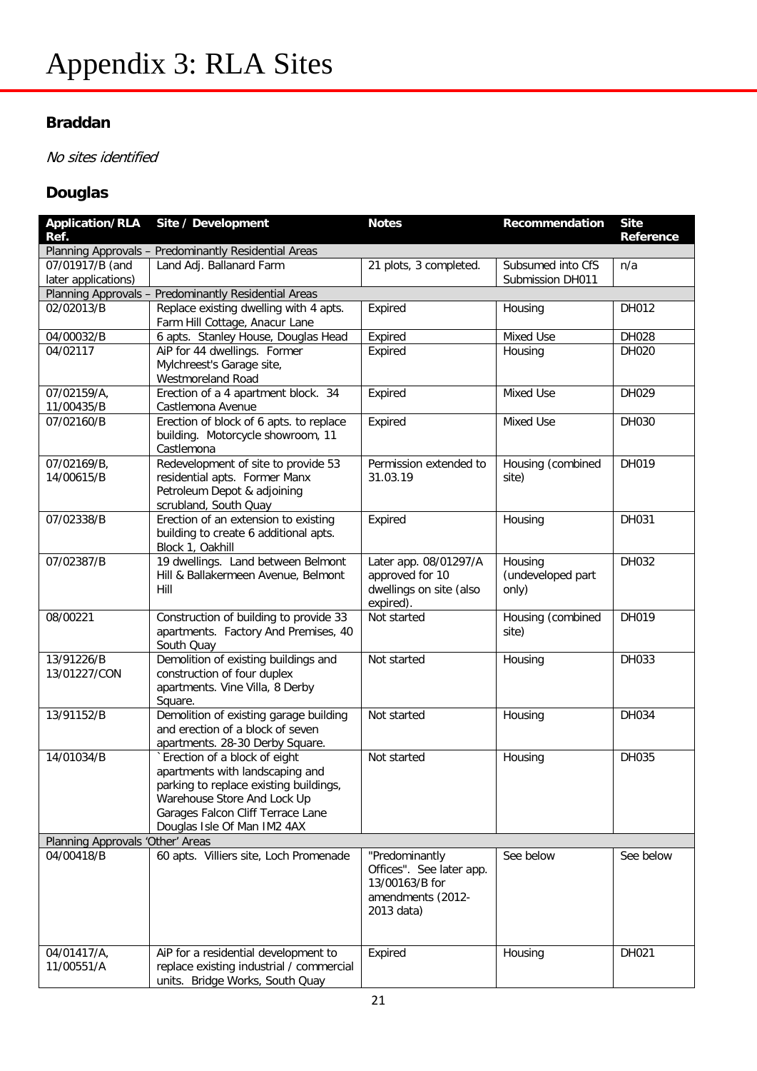# Appendix 3: RLA Sites

## Braddan

*No sites identified*

## Douglas

| Application/RLA Ref. | Site / Development | Notes | Recommendation | Site Reference |
|---|---|---|---|---|
| Planning Approvals – Predominantly Residential Areas | | | | |
| 07/01917/B (and later applications) | Land Adj. Ballanard Farm | 21 plots, 3 completed. | Subsumed into CfS Submission DH011 | n/a |
| Planning Approvals – Predominantly Residential Areas | | | | |
| 02/02013/B | Replace existing dwelling with 4 apts. Farm Hill Cottage, Anacur Lane | Expired | Housing | DH012 |
| 04/00032/B | 6 apts. Stanley House, Douglas Head | Expired | Mixed Use | DH028 |
| 04/02117 | AiP for 44 dwellings. Former Mylchreest's Garage site, Westmoreland Road | Expired | Housing | DH020 |
| 07/02159/A, 11/00435/B | Erection of a 4 apartment block. 34 Castlemona Avenue | Expired | Mixed Use | DH029 |
| 07/02160/B | Erection of block of 6 apts. to replace building. Motorcycle showroom, 11 Castlemona | Expired | Mixed Use | DH030 |
| 07/02169/B, 14/00615/B | Redevelopment of site to provide 53 residential apts. Former Manx Petroleum Depot & adjoining scrubland, South Quay | Permission extended to 31.03.19 | Housing (combined site) | DH019 |
| 07/02338/B | Erection of an extension to existing building to create 6 additional apts. Block 1, Oakhill | Expired | Housing | DH031 |
| 07/02387/B | 19 dwellings. Land between Belmont Hill & Ballakermeen Avenue, Belmont Hill | Later app. 08/01297/A approved for 10 dwellings on site (also expired). | Housing (undeveloped part only) | DH032 |
| 08/00221 | Construction of building to provide 33 apartments. Factory And Premises, 40 South Quay | Not started | Housing (combined site) | DH019 |
| 13/91226/B 13/01227/CON | Demolition of existing buildings and construction of four duplex apartments. Vine Villa, 8 Derby Square. | Not started | Housing | DH033 |
| 13/91152/B | Demolition of existing garage building and erection of a block of seven apartments. 28-30 Derby Square. | Not started | Housing | DH034 |
| 14/01034/B | `Erection of a block of eight apartments with landscaping and parking to replace existing buildings, Warehouse Store And Lock Up Garages Falcon Cliff Terrace Lane Douglas Isle Of Man IM2 4AX | Not started | Housing | DH035 |
| Planning Approvals 'Other' Areas | | | | |
| 04/00418/B | 60 apts. Villiers site, Loch Promenade | "Predominantly Offices". See later app. 13/00163/B for amendments (2012-2013 data) | See below | See below |
| 04/01417/A, 11/00551/A | AiP for a residential development to replace existing industrial / commercial units. Bridge Works, South Quay | Expired | Housing | DH021 |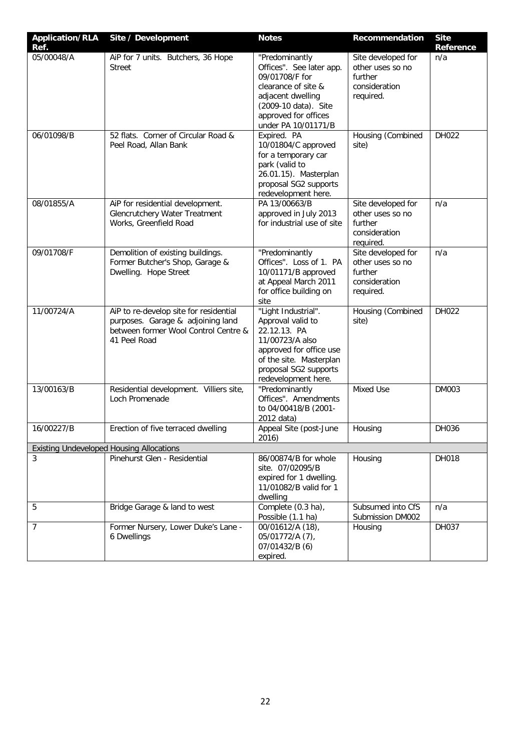| Application/RLA Ref. | Site / Development | Notes | Recommendation | Site Reference |
|---|---|---|---|---|
| 05/00048/A | AiP for 7 units. Butchers, 36 Hope Street | "Predominantly Offices". See later app. 09/01708/F for clearance of site & adjacent dwelling (2009-10 data). Site approved for offices under PA 10/01171/B | Site developed for other uses so no further consideration required. | n/a |
| 06/01098/B | 52 flats. Corner of Circular Road & Peel Road, Allan Bank | Expired. PA 10/01804/C approved for a temporary car park (valid to 26.01.15). Masterplan proposal SG2 supports redevelopment here. | Housing (Combined site) | DH022 |
| 08/01855/A | AiP for residential development. Glencrutchery Water Treatment Works, Greenfield Road | PA 13/00663/B approved in July 2013 for industrial use of site | Site developed for other uses so no further consideration required. | n/a |
| 09/01708/F | Demolition of existing buildings. Former Butcher's Shop, Garage & Dwelling. Hope Street | "Predominantly Offices". Loss of 1. PA 10/01171/B approved at Appeal March 2011 for office building on site | Site developed for other uses so no further consideration required. | n/a |
| 11/00724/A | AiP to re-develop site for residential purposes. Garage & adjoining land between former Wool Control Centre & 41 Peel Road | "Light Industrial". Approval valid to 22.12.13. PA 11/00723/A also approved for office use of the site. Masterplan proposal SG2 supports redevelopment here. | Housing (Combined site) | DH022 |
| 13/00163/B | Residential development. Villiers site, Loch Promenade | "Predominantly Offices". Amendments to 04/00418/B (2001-2012 data) | Mixed Use | DM003 |
| 16/00227/B | Erection of five terraced dwelling | Appeal Site (post-June 2016) | Housing | DH036 |
| **Existing Undeveloped Housing Allocations** | | | | |
| 3 | Pinehurst Glen - Residential | 86/00874/B for whole site. 07/02095/B expired for 1 dwelling. 11/01082/B valid for 1 dwelling | Housing | DH018 |
| 5 | Bridge Garage & land to west | Complete (0.3 ha), Possible (1.1 ha) | Subsumed into CfS Submission DM002 | n/a |
| 7 | Former Nursery, Lower Duke's Lane - 6 Dwellings | 00/01612/A (18), 05/01772/A (7), 07/01432/B (6) expired. | Housing | DH037 |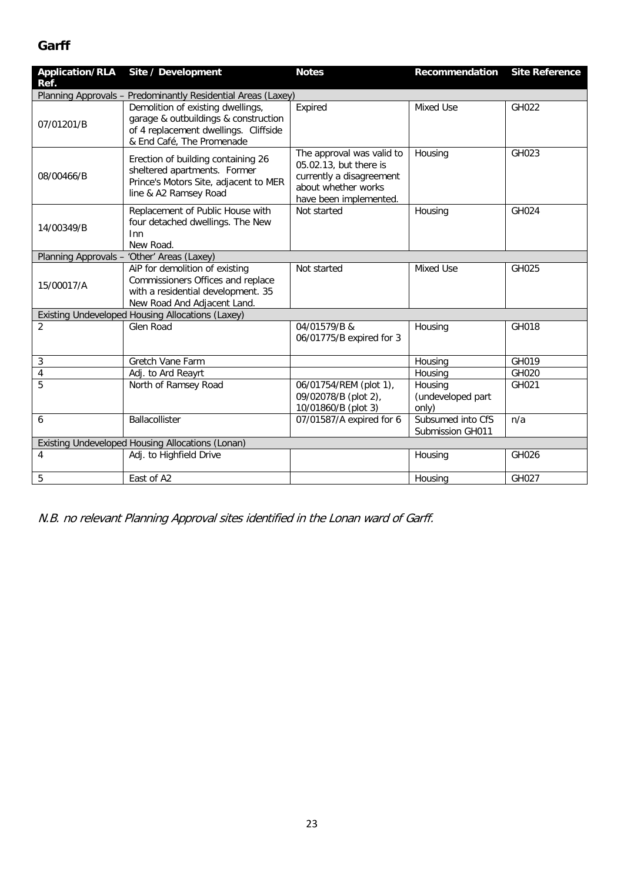## Garff

| Application/RLA Ref. | Site / Development | Notes | Recommendation | Site Reference |
|---|---|---|---|---|
| Planning Approvals – Predominantly Residential Areas (Laxey) | | | | |
| 07/01201/B | Demolition of existing dwellings, garage & outbuildings & construction of 4 replacement dwellings. Cliffside & End Café, The Promenade | Expired | Mixed Use | GH022 |
| 08/00466/B | Erection of building containing 26 sheltered apartments. Former Prince's Motors Site, adjacent to MER line & A2 Ramsey Road | The approval was valid to 05.02.13, but there is currently a disagreement about whether works have been implemented. | Housing | GH023 |
| 14/00349/B | Replacement of Public House with four detached dwellings. The New Inn New Road. | Not started | Housing | GH024 |
| Planning Approvals – 'Other' Areas (Laxey) | | | | |
| 15/00017/A | AiP for demolition of existing Commissioners Offices and replace with a residential development. 35 New Road And Adjacent Land. | Not started | Mixed Use | GH025 |
| Existing Undeveloped Housing Allocations (Laxey) | | | | |
| 2 | Glen Road | 04/01579/B & 06/01775/B expired for 3 | Housing | GH018 |
| 3 | Gretch Vane Farm | | Housing | GH019 |
| 4 | Adj. to Ard Reayrt | | Housing | GH020 |
| 5 | North of Ramsey Road | 06/01754/REM (plot 1), 09/02078/B (plot 2), 10/01860/B (plot 3) | Housing (undeveloped part only) | GH021 |
| 6 | Ballacollister | 07/01587/A expired for 6 | Subsumed into CfS Submission GH011 | n/a |
| Existing Undeveloped Housing Allocations (Lonan) | | | | |
| 4 | Adj. to Highfield Drive | | Housing | GH026 |
| 5 | East of A2 | | Housing | GH027 |

*N.B. no relevant Planning Approval sites identified in the Lonan ward of Garff.*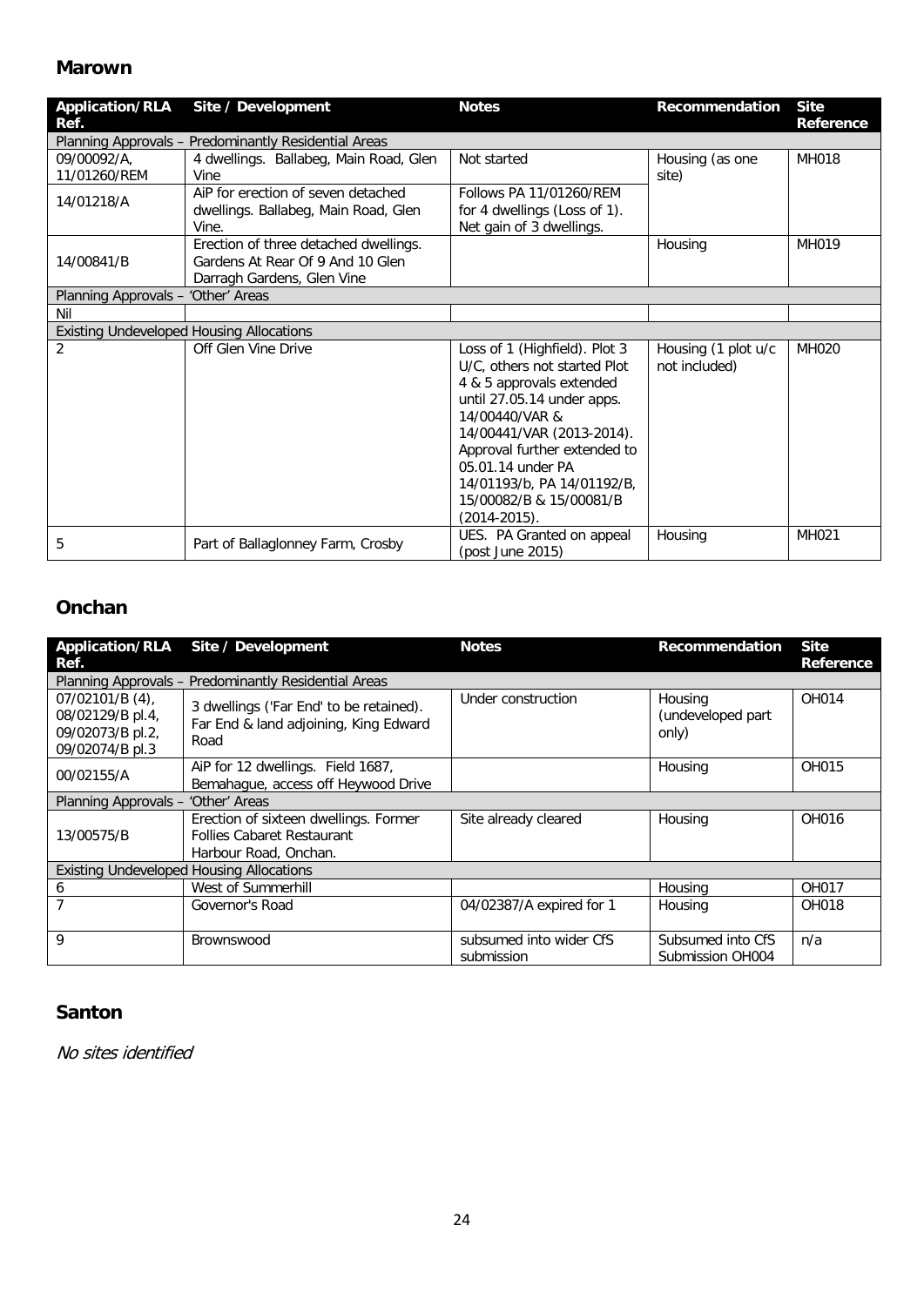## Marown

| Application/RLA Ref. | Site / Development | Notes | Recommendation | Site Reference |
|---|---|---|---|---|
| Planning Approvals – Predominantly Residential Areas | | | | |
| 09/00092/A, 11/01260/REM | 4 dwellings. Ballabeg, Main Road, Glen Vine | Not started | Housing (as one site) | MH018 |
| 14/01218/A | AiP for erection of seven detached dwellings. Ballabeg, Main Road, Glen Vine. | Follows PA 11/01260/REM for 4 dwellings (Loss of 1). Net gain of 3 dwellings. | | |
| 14/00841/B | Erection of three detached dwellings. Gardens At Rear Of 9 And 10 Glen Darragh Gardens, Glen Vine | | Housing | MH019 |
| Planning Approvals – 'Other' Areas | | | | |
| Nil | | | | |
| Existing Undeveloped Housing Allocations | | | | |
| 2 | Off Glen Vine Drive | Loss of 1 (Highfield). Plot 3 U/C, others not started Plot 4 & 5 approvals extended until 27.05.14 under apps. 14/00440/VAR & 14/00441/VAR (2013-2014). Approval further extended to 05.01.14 under PA 14/01193/b, PA 14/01192/B, 15/00082/B & 15/00081/B (2014-2015). | Housing (1 plot u/c not included) | MH020 |
| 5 | Part of Ballaglonney Farm, Crosby | UES. PA Granted on appeal (post June 2015) | Housing | MH021 |

## Onchan

| Application/RLA Ref. | Site / Development | Notes | Recommendation | Site Reference |
|---|---|---|---|---|
| Planning Approvals – Predominantly Residential Areas | | | | |
| 07/02101/B (4), 08/02129/B pl.4, 09/02073/B pl.2, 09/02074/B pl.3 | 3 dwellings ('Far End' to be retained). Far End & land adjoining, King Edward Road | Under construction | Housing (undeveloped part only) | OH014 |
| 00/02155/A | AiP for 12 dwellings. Field 1687, Bemahague, access off Heywood Drive | | Housing | OH015 |
| Planning Approvals – 'Other' Areas | | | | |
| 13/00575/B | Erection of sixteen dwellings. Former Follies Cabaret Restaurant Harbour Road, Onchan. | Site already cleared | Housing | OH016 |
| Existing Undeveloped Housing Allocations | | | | |
| 6 | West of Summerhill | | Housing | OH017 |
| 7 | Governor's Road | 04/02387/A expired for 1 | Housing | OH018 |
| 9 | Brownswood | subsumed into wider CfS submission | Subsumed into CfS Submission OH004 | n/a |

## Santon

*No sites identified*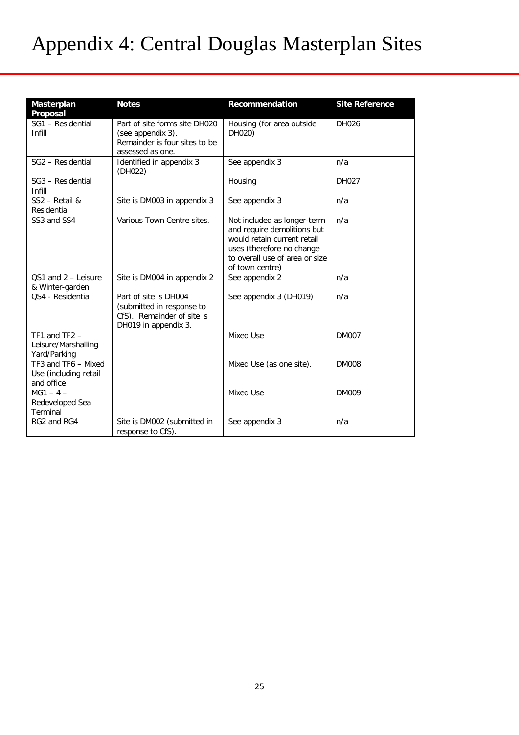# Appendix 4: Central Douglas Masterplan Sites

| Masterplan Proposal | Notes | Recommendation | Site Reference |
|---|---|---|---|
| SG1 – Residential Infill | Part of site forms site DH020 (see appendix 3). Remainder is four sites to be assessed as one. | Housing (for area outside DH020) | DH026 |
| SG2 – Residential | Identified in appendix 3 (DH022) | See appendix 3 | n/a |
| SG3 – Residential Infill | | Housing | DH027 |
| SS2 – Retail & Residential | Site is DM003 in appendix 3 | See appendix 3 | n/a |
| SS3 and SS4 | Various Town Centre sites. | Not included as longer-term and require demolitions but would retain current retail uses (therefore no change to overall use of area or size of town centre) | n/a |
| QS1 and 2 – Leisure & Winter-garden | Site is DM004 in appendix 2 | See appendix 2 | n/a |
| QS4 - Residential | Part of site is DH004 (submitted in response to CfS). Remainder of site is DH019 in appendix 3. | See appendix 3 (DH019) | n/a |
| TF1 and TF2 – Leisure/Marshalling Yard/Parking | | Mixed Use | DM007 |
| TF3 and TF6 – Mixed Use (including retail and office | | Mixed Use (as one site). | DM008 |
| MG1 – 4 – Redeveloped Sea Terminal | | Mixed Use | DM009 |
| RG2 and RG4 | Site is DM002 (submitted in response to CfS). | See appendix 3 | n/a |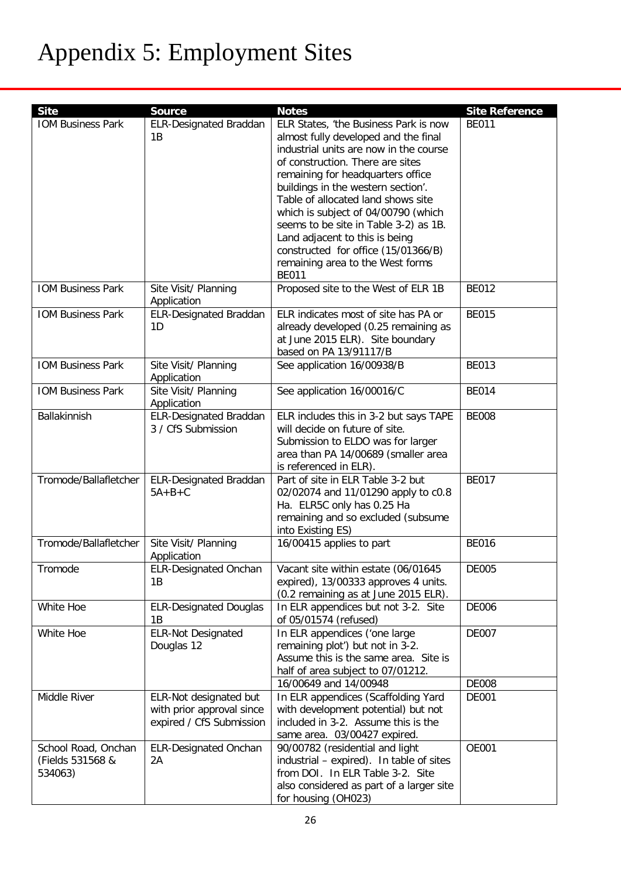# Appendix 5: Employment Sites

| Site | Source | Notes | Site Reference |
|---|---|---|---|
| IOM Business Park | ELR-Designated Braddan 1B | ELR States, 'the Business Park is now almost fully developed and the final industrial units are now in the course of construction. There are sites remaining for headquarters office buildings in the western section'. Table of allocated land shows site which is subject of 04/00790 (which seems to be site in Table 3-2) as 1B. Land adjacent to this is being constructed for office (15/01366/B) remaining area to the West forms BE011 | BE011 |
| IOM Business Park | Site Visit/ Planning Application | Proposed site to the West of ELR 1B | BE012 |
| IOM Business Park | ELR-Designated Braddan 1D | ELR indicates most of site has PA or already developed (0.25 remaining as at June 2015 ELR). Site boundary based on PA 13/91117/B | BE015 |
| IOM Business Park | Site Visit/ Planning Application | See application 16/00938/B | BE013 |
| IOM Business Park | Site Visit/ Planning Application | See application 16/00016/C | BE014 |
| Ballakinnish | ELR-Designated Braddan 3 / CfS Submission | ELR includes this in 3-2 but says TAPE will decide on future of site. Submission to ELDO was for larger area than PA 14/00689 (smaller area is referenced in ELR). | BE008 |
| Tromode/Ballafletcher | ELR-Designated Braddan 5A+B+C | Part of site in ELR Table 3-2 but 02/02074 and 11/01290 apply to c0.8 Ha. ELR5C only has 0.25 Ha remaining and so excluded (subsume into Existing ES) | BE017 |
| Tromode/Ballafletcher | Site Visit/ Planning Application | 16/00415 applies to part | BE016 |
| Tromode | ELR-Designated Onchan 1B | Vacant site within estate (06/01645 expired), 13/00333 approves 4 units. (0.2 remaining as at June 2015 ELR). | DE005 |
| White Hoe | ELR-Designated Douglas 1B | In ELR appendices but not 3-2. Site of 05/01574 (refused) | DE006 |
| White Hoe | ELR-Not Designated Douglas 12 | In ELR appendices ('one large remaining plot') but not in 3-2. Assume this is the same area. Site is half of area subject to 07/01212. | DE007 |
| | | 16/00649 and 14/00948 | DE008 |
| Middle River | ELR-Not designated but with prior approval since expired / CfS Submission | In ELR appendices (Scaffolding Yard with development potential) but not included in 3-2. Assume this is the same area. 03/00427 expired. | DE001 |
| School Road, Onchan (Fields 531568 & 534063) | ELR-Designated Onchan 2A | 90/00782 (residential and light industrial – expired). In table of sites from DOI. In ELR Table 3-2. Site also considered as part of a larger site for housing (OH023) | OE001 |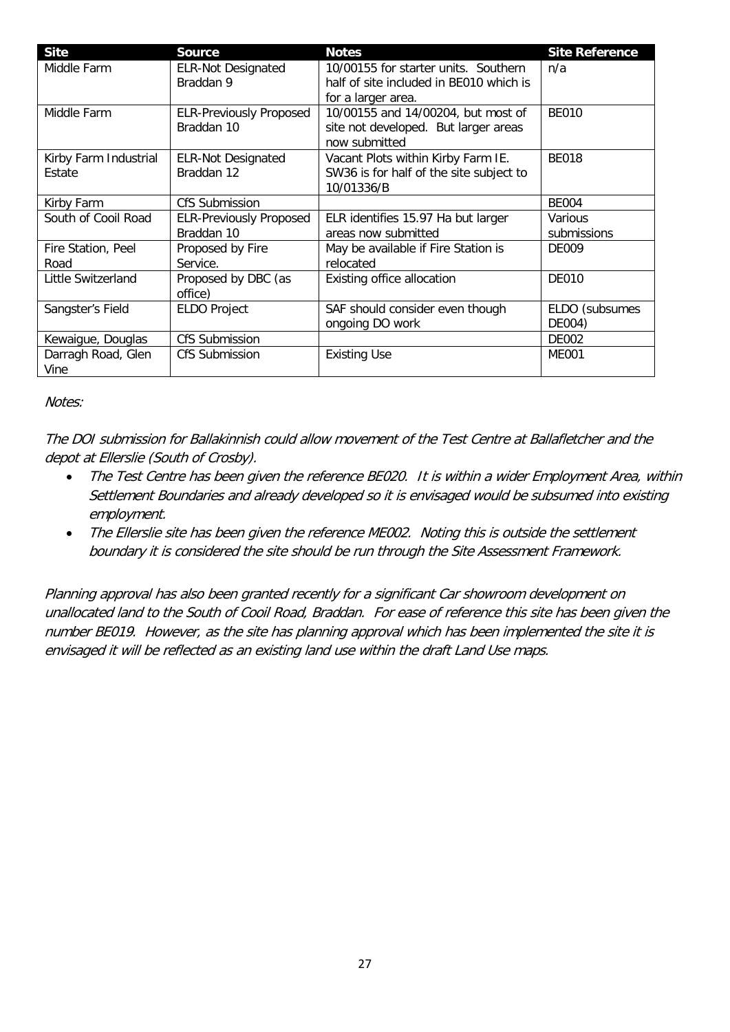| Site | Source | Notes | Site Reference |
| --- | --- | --- | --- |
| Middle Farm | ELR-Not Designated Braddan 9 | 10/00155 for starter units. Southern half of site included in BE010 which is for a larger area. | n/a |
| Middle Farm | ELR-Previously Proposed Braddan 10 | 10/00155 and 14/00204, but most of site not developed. But larger areas now submitted | BE010 |
| Kirby Farm Industrial Estate | ELR-Not Designated Braddan 12 | Vacant Plots within Kirby Farm IE. SW36 is for half of the site subject to 10/01336/B | BE018 |
| Kirby Farm | CfS Submission | | BE004 |
| South of Cooil Road | ELR-Previously Proposed Braddan 10 | ELR identifies 15.97 Ha but larger areas now submitted | Various submissions |
| Fire Station, Peel Road | Proposed by Fire Service. | May be available if Fire Station is relocated | DE009 |
| Little Switzerland | Proposed by DBC (as office) | Existing office allocation | DE010 |
| Sangster's Field | ELDO Project | SAF should consider even though ongoing DO work | ELDO (subsumes DE004) |
| Kewaigue, Douglas | CfS Submission | | DE002 |
| Darragh Road, Glen Vine | CfS Submission | Existing Use | ME001 |

*Notes:*

*The DOI submission for Ballakinnish could allow movement of the Test Centre at Ballafletcher and the depot at Ellerslie (South of Crosby).*

- *The Test Centre has been given the reference BE020. It is within a wider Employment Area, within Settlement Boundaries and already developed so it is envisaged would be subsumed into existing employment.*
- *The Ellerslie site has been given the reference ME002. Noting this is outside the settlement boundary it is considered the site should be run through the Site Assessment Framework.*

*Planning approval has also been granted recently for a significant Car showroom development on unallocated land to the South of Cooil Road, Braddan. For ease of reference this site has been given the number BE019. However, as the site has planning approval which has been implemented the site it is envisaged it will be reflected as an existing land use within the draft Land Use maps.*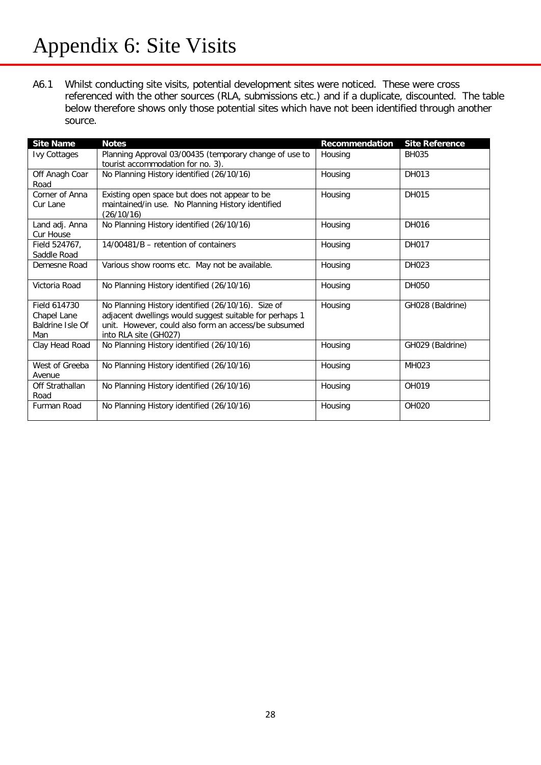# Appendix 6: Site Visits

A6.1 Whilst conducting site visits, potential development sites were noticed. These were cross referenced with the other sources (RLA, submissions etc.) and if a duplicate, discounted. The table below therefore shows only those potential sites which have not been identified through another source.

| Site Name | Notes | Recommendation | Site Reference |
|---|---|---|---|
| Ivy Cottages | Planning Approval 03/00435 (temporary change of use to tourist accommodation for no. 3). | Housing | BH035 |
| Off Anagh Coar Road | No Planning History identified (26/10/16) | Housing | DH013 |
| Corner of Anna Cur Lane | Existing open space but does not appear to be maintained/in use. No Planning History identified (26/10/16) | Housing | DH015 |
| Land adj. Anna Cur House | No Planning History identified (26/10/16) | Housing | DH016 |
| Field 524767, Saddle Road | 14/00481/B – retention of containers | Housing | DH017 |
| Demesne Road | Various show rooms etc. May not be available. | Housing | DH023 |
| Victoria Road | No Planning History identified (26/10/16) | Housing | DH050 |
| Field 614730 Chapel Lane Baldrine Isle Of Man | No Planning History identified (26/10/16). Size of adjacent dwellings would suggest suitable for perhaps 1 unit. However, could also form an access/be subsumed into RLA site (GH027) | Housing | GH028 (Baldrine) |
| Clay Head Road | No Planning History identified (26/10/16) | Housing | GH029 (Baldrine) |
| West of Greeba Avenue | No Planning History identified (26/10/16) | Housing | MH023 |
| Off Strathallan Road | No Planning History identified (26/10/16) | Housing | OH019 |
| Furman Road | No Planning History identified (26/10/16) | Housing | OH020 |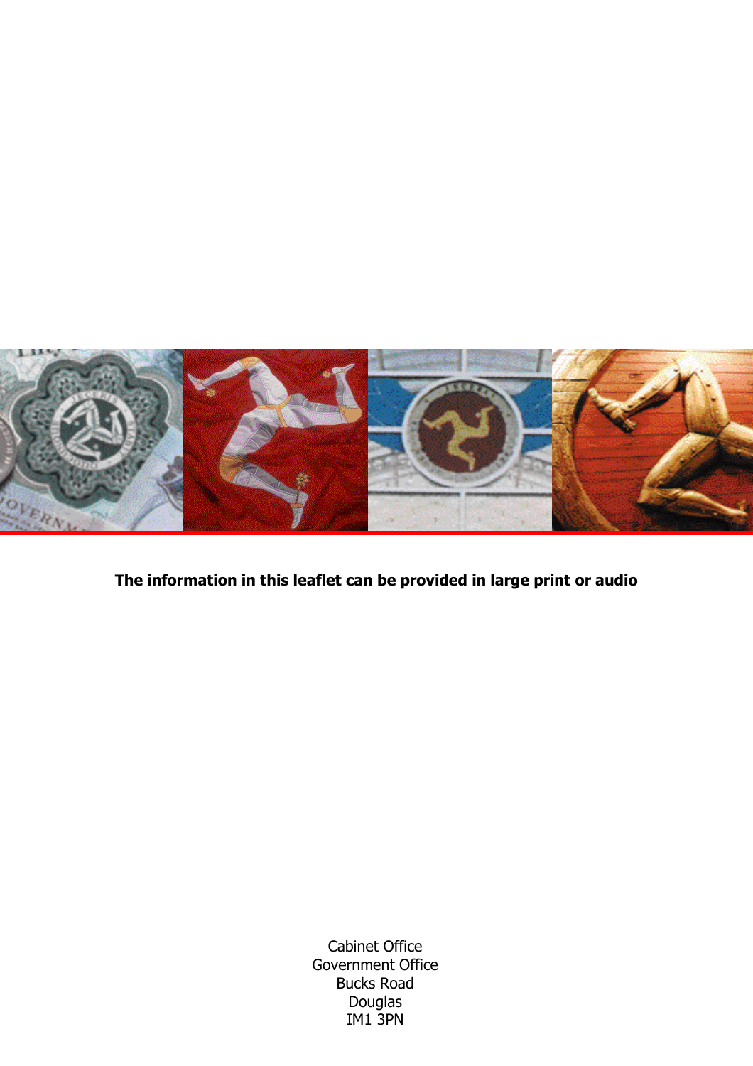**The information in this leaflet can be provided in large print or audio**

Cabinet Office
Government Office
Bucks Road
Douglas
IM1 3PN